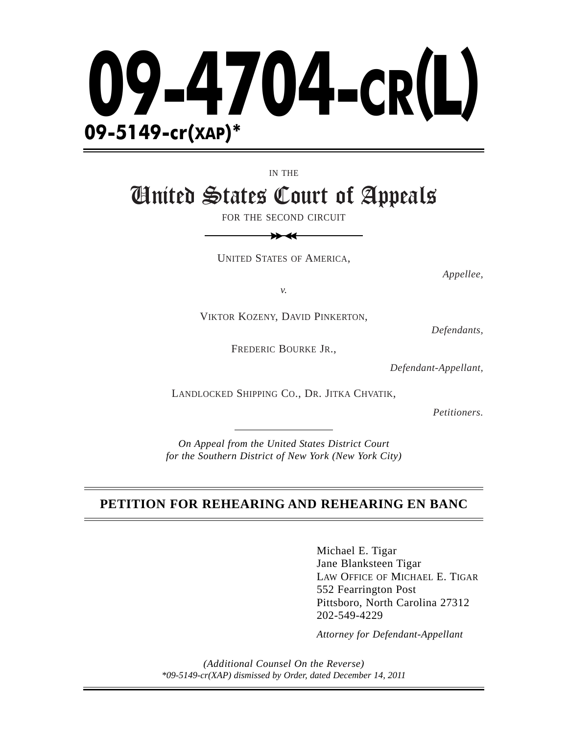# 09-4704-cr(L)

## 09-5149-cr(XAP)*

IN THE

# United States Court of Appeals

FOR THE SECOND CIRCUIT

UNITED STATES OF AMERICA,

*Appellee,*

*v.*

VIKTOR KOZENY, DAVID PINKERTON,

*Defendants,*

FREDERIC BOURKE JR.,

*Defendant-Appellant,*

LANDLOCKED SHIPPING CO., DR. JITKA CHVATIK,

*Petitioners.*

*On Appeal from the United States District Court for the Southern District of New York (New York City)*

## PETITION FOR REHEARING AND REHEARING EN BANC

Michael E. Tigar
Jane Blanksteen Tigar
LAW OFFICE OF MICHAEL E. TIGAR
552 Fearrington Post
Pittsboro, North Carolina 27312
202-549-4229

*Attorney for Defendant-Appellant*

*(Additional Counsel On the Reverse)*

*\*09-5149-cr(XAP) dismissed by Order, dated December 14, 2011*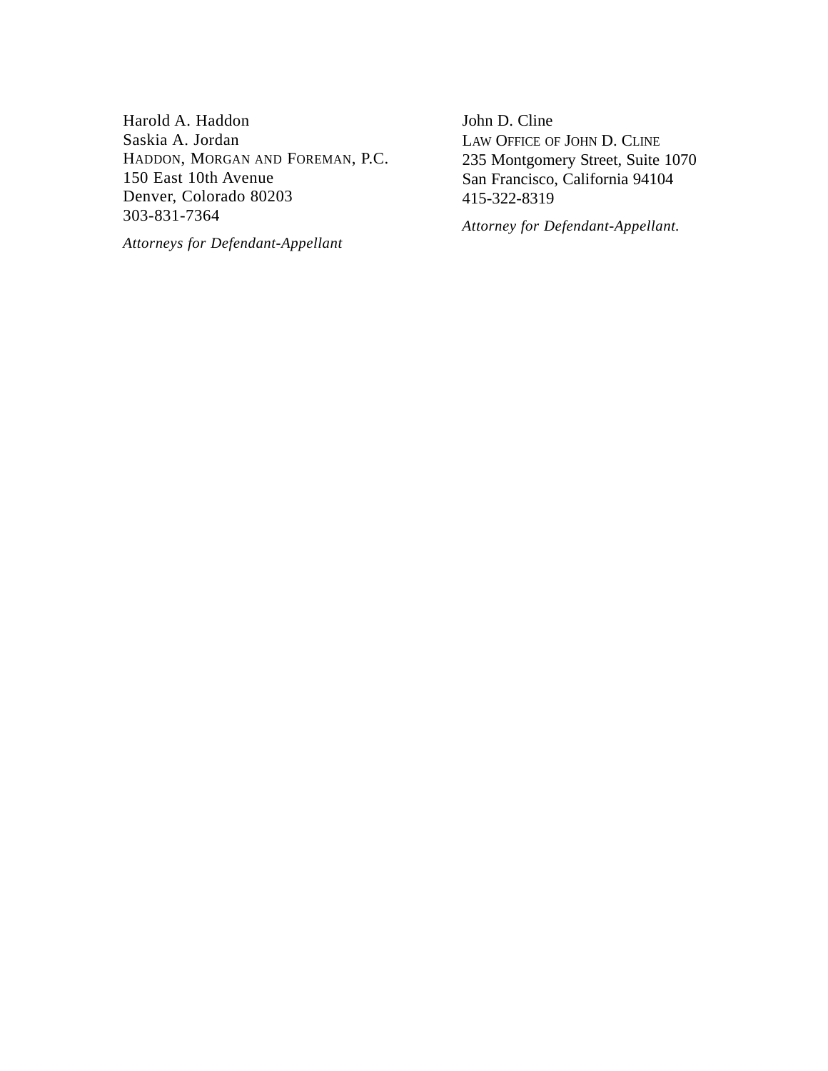Harold A. Haddon
Saskia A. Jordan
HADDON, MORGAN AND FOREMAN, P.C.
150 East 10th Avenue
Denver, Colorado 80203
303-831-7364

*Attorneys for Defendant-Appellant*

John D. Cline
LAW OFFICE OF JOHN D. CLINE
235 Montgomery Street, Suite 1070
San Francisco, California 94104
415-322-8319

*Attorney for Defendant-Appellant.*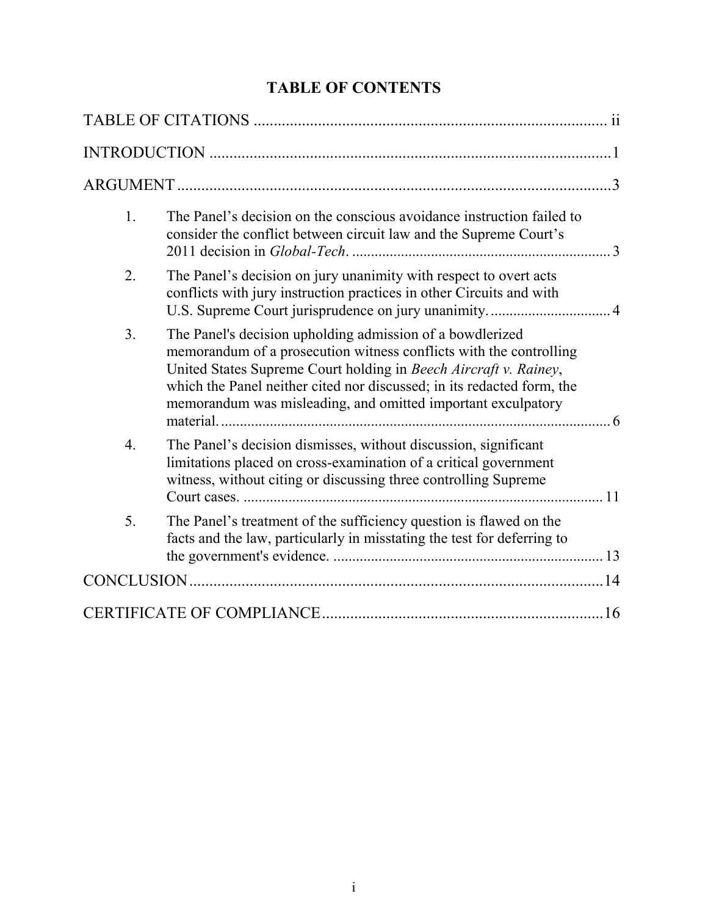# TABLE OF CONTENTS

TABLE OF CITATIONS ........................................................................................ ii

INTRODUCTION ....................................................................................................1

ARGUMENT ............................................................................................................3

1. The Panel's decision on the conscious avoidance instruction failed to consider the conflict between circuit law and the Supreme Court's 2011 decision in *Global-Tech*. .................................................................... 3

2. The Panel's decision on jury unanimity with respect to overt acts conflicts with jury instruction practices in other Circuits and with U.S. Supreme Court jurisprudence on jury unanimity. ................................ 4

3. The Panel's decision upholding admission of a bowdlerized memorandum of a prosecution witness conflicts with the controlling United States Supreme Court holding in *Beech Aircraft v. Rainey*, which the Panel neither cited nor discussed; in its redacted form, the memorandum was misleading, and omitted important exculpatory material. ........................................................................................ 6

4. The Panel's decision dismisses, without discussion, significant limitations placed on cross-examination of a critical government witness, without citing or discussing three controlling Supreme Court cases. ............................................................................................... 11

5. The Panel's treatment of the sufficiency question is flawed on the facts and the law, particularly in misstating the test for deferring to the government's evidence. ....................................................................... 13

CONCLUSION .........................................................................................................14

CERTIFICATE OF COMPLIANCE.......................................................................16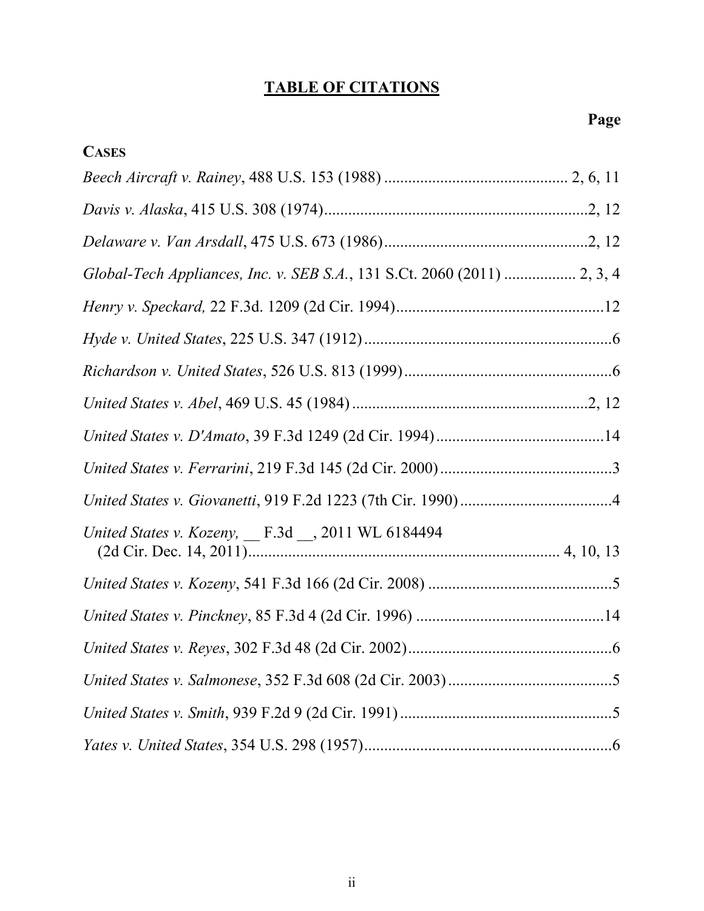# TABLE OF CITATIONS

**Page**

**CASES**

*Beech Aircraft v. Rainey*, 488 U.S. 153 (1988) .............................................. 2, 6, 11

*Davis v. Alaska*, 415 U.S. 308 (1974).................................................................2, 12

*Delaware v. Van Arsdall*, 475 U.S. 673 (1986)...................................................2, 12

*Global-Tech Appliances, Inc. v. SEB S.A.*, 131 S.Ct. 2060 (2011) ................. 2, 3, 4

*Henry v. Speckard,* 22 F.3d. 1209 (2d Cir. 1994)....................................................12

*Hyde v. United States*, 225 U.S. 347 (1912)..............................................................6

*Richardson v. United States*, 526 U.S. 813 (1999)....................................................6

*United States v. Abel*, 469 U.S. 45 (1984)...........................................................2, 12

*United States v. D'Amato*, 39 F.3d 1249 (2d Cir. 1994)..........................................14

*United States v. Ferrarini*, 219 F.3d 145 (2d Cir. 2000)...........................................3

*United States v. Giovanetti*, 919 F.2d 1223 (7th Cir. 1990)......................................4

*United States v. Kozeny,* __ F.3d __, 2011 WL 6184494 (2d Cir. Dec. 14, 2011)........................................................................... 4, 10, 13

*United States v. Kozeny*, 541 F.3d 166 (2d Cir. 2008) ..............................................5

*United States v. Pinckney*, 85 F.3d 4 (2d Cir. 1996) ...............................................14

*United States v. Reyes*, 302 F.3d 48 (2d Cir. 2002)...................................................6

*United States v. Salmonese*, 352 F.3d 608 (2d Cir. 2003).........................................5

*United States v. Smith*, 939 F.2d 9 (2d Cir. 1991).....................................................5

*Yates v. United States*, 354 U.S. 298 (1957)..............................................................6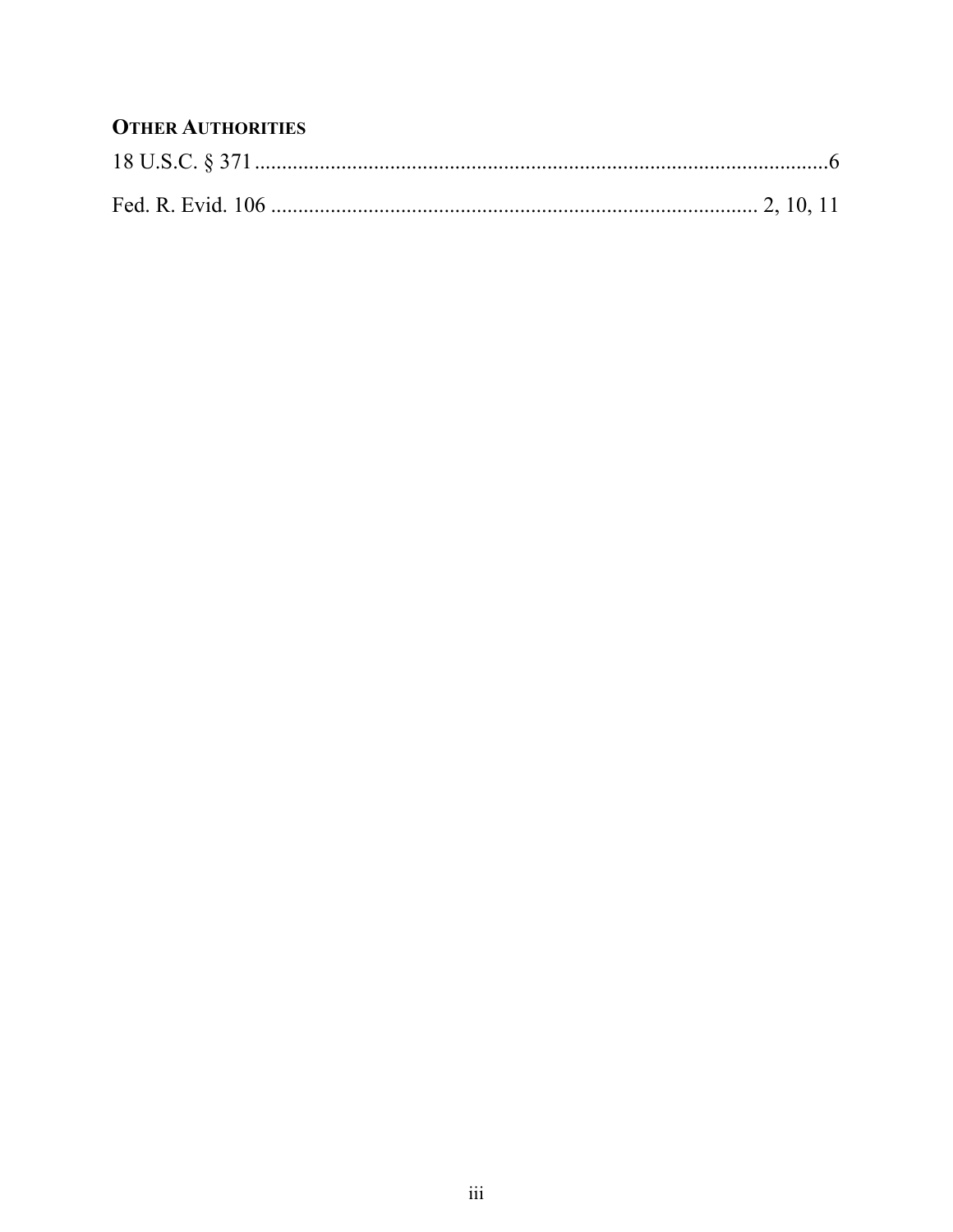**OTHER AUTHORITIES**

18 U.S.C. § 371 ........................................................................................................6

Fed. R. Evid. 106 ........................................................................................ 2, 10, 11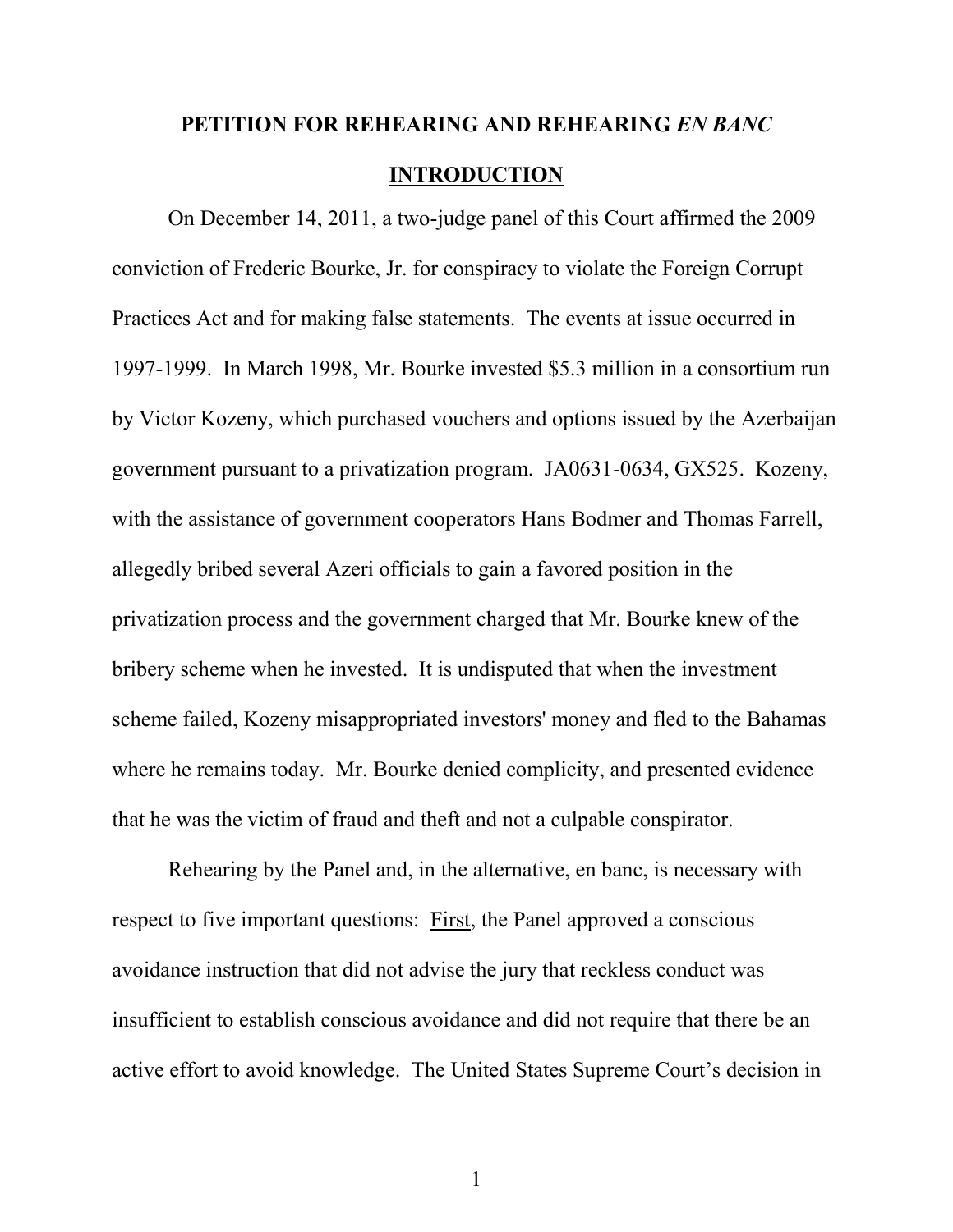# PETITION FOR REHEARING AND REHEARING *EN BANC*

## INTRODUCTION

On December 14, 2011, a two-judge panel of this Court affirmed the 2009 conviction of Frederic Bourke, Jr. for conspiracy to violate the Foreign Corrupt Practices Act and for making false statements. The events at issue occurred in 1997-1999. In March 1998, Mr. Bourke invested $5.3 million in a consortium run by Victor Kozeny, which purchased vouchers and options issued by the Azerbaijan government pursuant to a privatization program. JA0631-0634, GX525. Kozeny, with the assistance of government cooperators Hans Bodmer and Thomas Farrell, allegedly bribed several Azeri officials to gain a favored position in the privatization process and the government charged that Mr. Bourke knew of the bribery scheme when he invested. It is undisputed that when the investment scheme failed, Kozeny misappropriated investors' money and fled to the Bahamas where he remains today. Mr. Bourke denied complicity, and presented evidence that he was the victim of fraud and theft and not a culpable conspirator.

Rehearing by the Panel and, in the alternative, en banc, is necessary with respect to five important questions: First, the Panel approved a conscious avoidance instruction that did not advise the jury that reckless conduct was insufficient to establish conscious avoidance and did not require that there be an active effort to avoid knowledge. The United States Supreme Court's decision in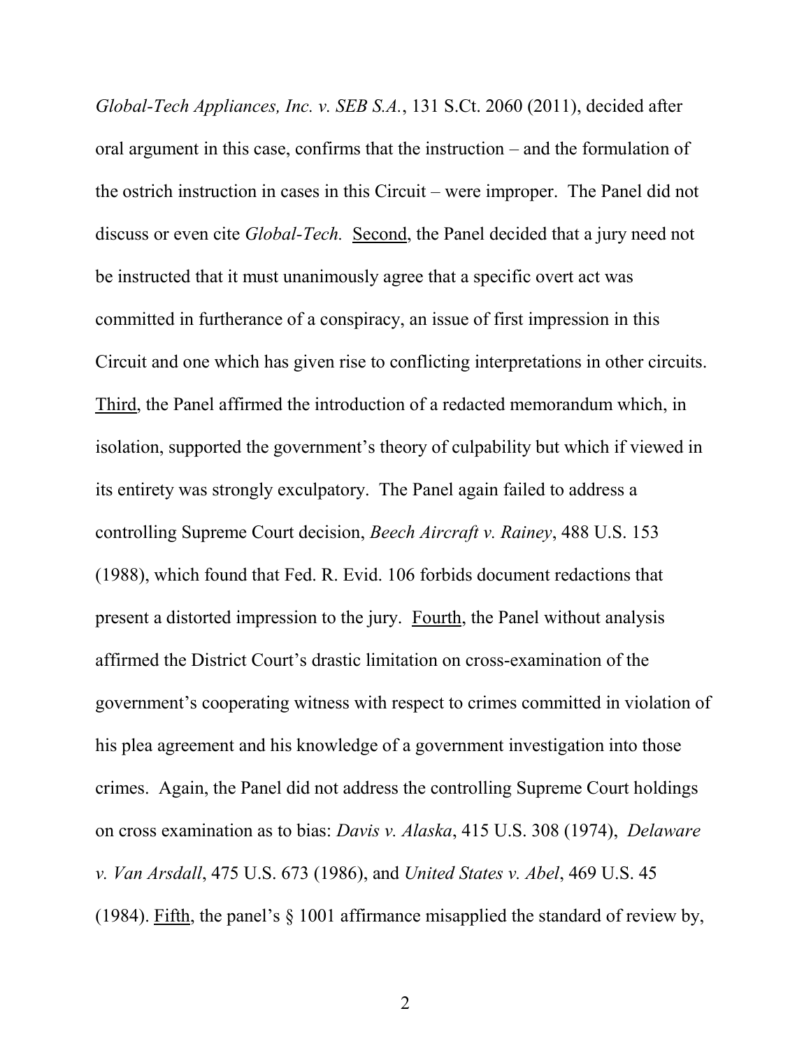*Global-Tech Appliances, Inc. v. SEB S.A.*, 131 S.Ct. 2060 (2011), decided after oral argument in this case, confirms that the instruction – and the formulation of the ostrich instruction in cases in this Circuit – were improper. The Panel did not discuss or even cite *Global-Tech.* <u>Second</u>, the Panel decided that a jury need not be instructed that it must unanimously agree that a specific overt act was committed in furtherance of a conspiracy, an issue of first impression in this Circuit and one which has given rise to conflicting interpretations in other circuits. <u>Third</u>, the Panel affirmed the introduction of a redacted memorandum which, in isolation, supported the government's theory of culpability but which if viewed in its entirety was strongly exculpatory. The Panel again failed to address a controlling Supreme Court decision, *Beech Aircraft v. Rainey*, 488 U.S. 153 (1988), which found that Fed. R. Evid. 106 forbids document redactions that present a distorted impression to the jury. <u>Fourth</u>, the Panel without analysis affirmed the District Court's drastic limitation on cross-examination of the government's cooperating witness with respect to crimes committed in violation of his plea agreement and his knowledge of a government investigation into those crimes. Again, the Panel did not address the controlling Supreme Court holdings on cross examination as to bias: *Davis v. Alaska*, 415 U.S. 308 (1974), *Delaware v. Van Arsdall*, 475 U.S. 673 (1986), and *United States v. Abel*, 469 U.S. 45 (1984). <u>Fifth</u>, the panel's § 1001 affirmance misapplied the standard of review by,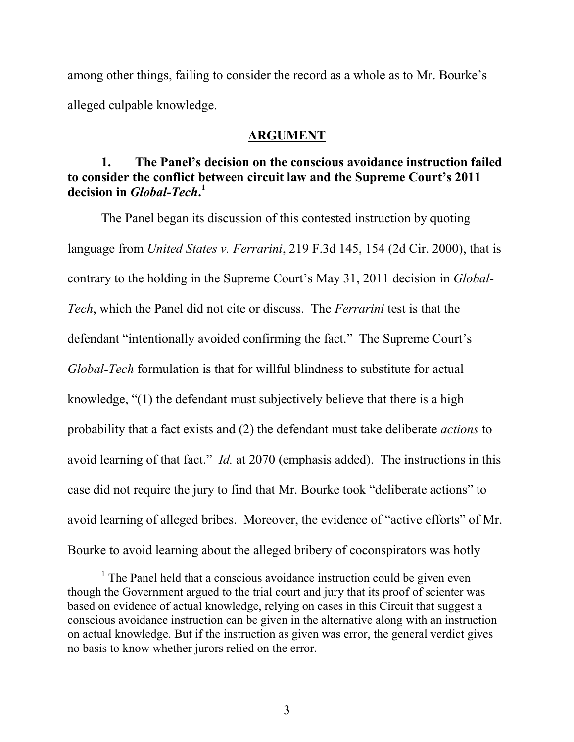among other things, failing to consider the record as a whole as to Mr. Bourke's alleged culpable knowledge.

## ARGUMENT

### 1. The Panel's decision on the conscious avoidance instruction failed to consider the conflict between circuit law and the Supreme Court's 2011 decision in *Global-Tech*.[1]

The Panel began its discussion of this contested instruction by quoting language from *United States v. Ferrarini*, 219 F.3d 145, 154 (2d Cir. 2000), that is contrary to the holding in the Supreme Court's May 31, 2011 decision in *Global-Tech*, which the Panel did not cite or discuss. The *Ferrarini* test is that the defendant "intentionally avoided confirming the fact." The Supreme Court's *Global-Tech* formulation is that for willful blindness to substitute for actual knowledge, "(1) the defendant must subjectively believe that there is a high probability that a fact exists and (2) the defendant must take deliberate *actions* to avoid learning of that fact." *Id.* at 2070 (emphasis added). The instructions in this case did not require the jury to find that Mr. Bourke took "deliberate actions" to avoid learning of alleged bribes. Moreover, the evidence of "active efforts" of Mr. Bourke to avoid learning about the alleged bribery of coconspirators was hotly

[1] The Panel held that a conscious avoidance instruction could be given even though the Government argued to the trial court and jury that its proof of scienter was based on evidence of actual knowledge, relying on cases in this Circuit that suggest a conscious avoidance instruction can be given in the alternative along with an instruction on actual knowledge. But if the instruction as given was error, the general verdict gives no basis to know whether jurors relied on the error.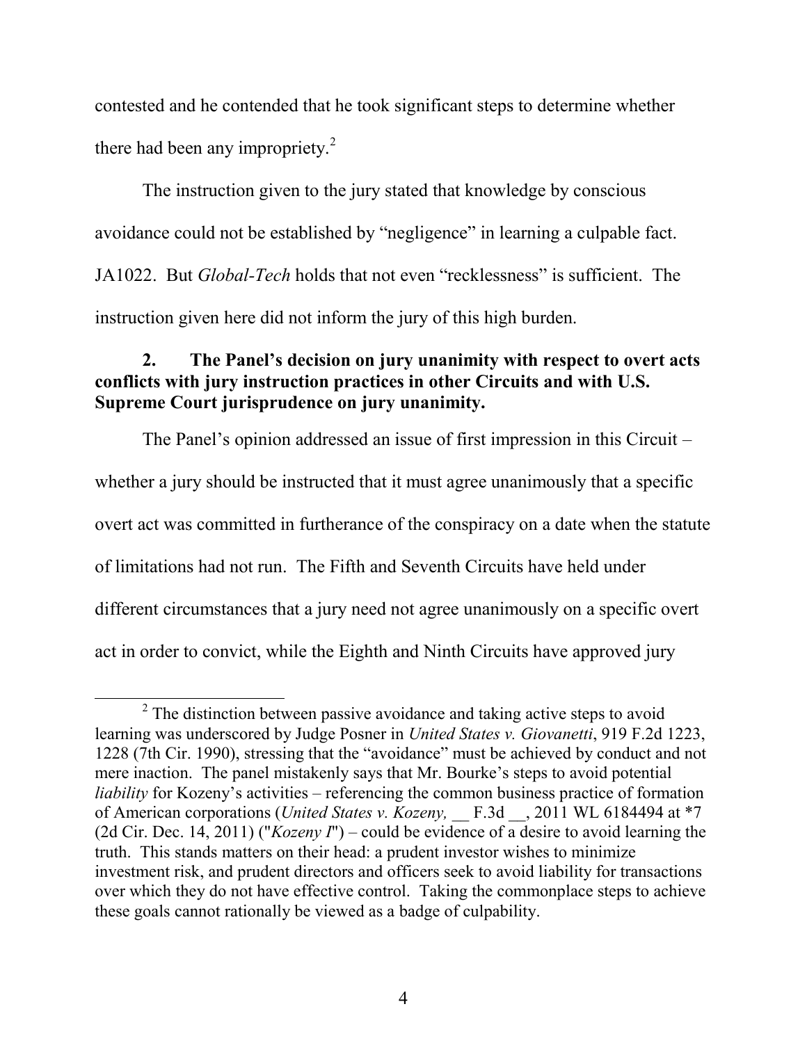contested and he contended that he took significant steps to determine whether there had been any impropriety.[2]

The instruction given to the jury stated that knowledge by conscious avoidance could not be established by "negligence" in learning a culpable fact. JA1022. But *Global-Tech* holds that not even "recklessness" is sufficient. The instruction given here did not inform the jury of this high burden.

**2. The Panel's decision on jury unanimity with respect to overt acts conflicts with jury instruction practices in other Circuits and with U.S. Supreme Court jurisprudence on jury unanimity.**

The Panel's opinion addressed an issue of first impression in this Circuit – whether a jury should be instructed that it must agree unanimously that a specific overt act was committed in furtherance of the conspiracy on a date when the statute of limitations had not run. The Fifth and Seventh Circuits have held under different circumstances that a jury need not agree unanimously on a specific overt act in order to convict, while the Eighth and Ninth Circuits have approved jury

---

[2] The distinction between passive avoidance and taking active steps to avoid learning was underscored by Judge Posner in *United States v. Giovanetti*, 919 F.2d 1223, 1228 (7th Cir. 1990), stressing that the "avoidance" must be achieved by conduct and not mere inaction. The panel mistakenly says that Mr. Bourke's steps to avoid potential *liability* for Kozeny's activities – referencing the common business practice of formation of American corporations (*United States v. Kozeny,* __ F.3d __, 2011 WL 6184494 at *7 (2d Cir. Dec. 14, 2011) ("*Kozeny I*") – could be evidence of a desire to avoid learning the truth. This stands matters on their head: a prudent investor wishes to minimize investment risk, and prudent directors and officers seek to avoid liability for transactions over which they do not have effective control. Taking the commonplace steps to achieve these goals cannot rationally be viewed as a badge of culpability.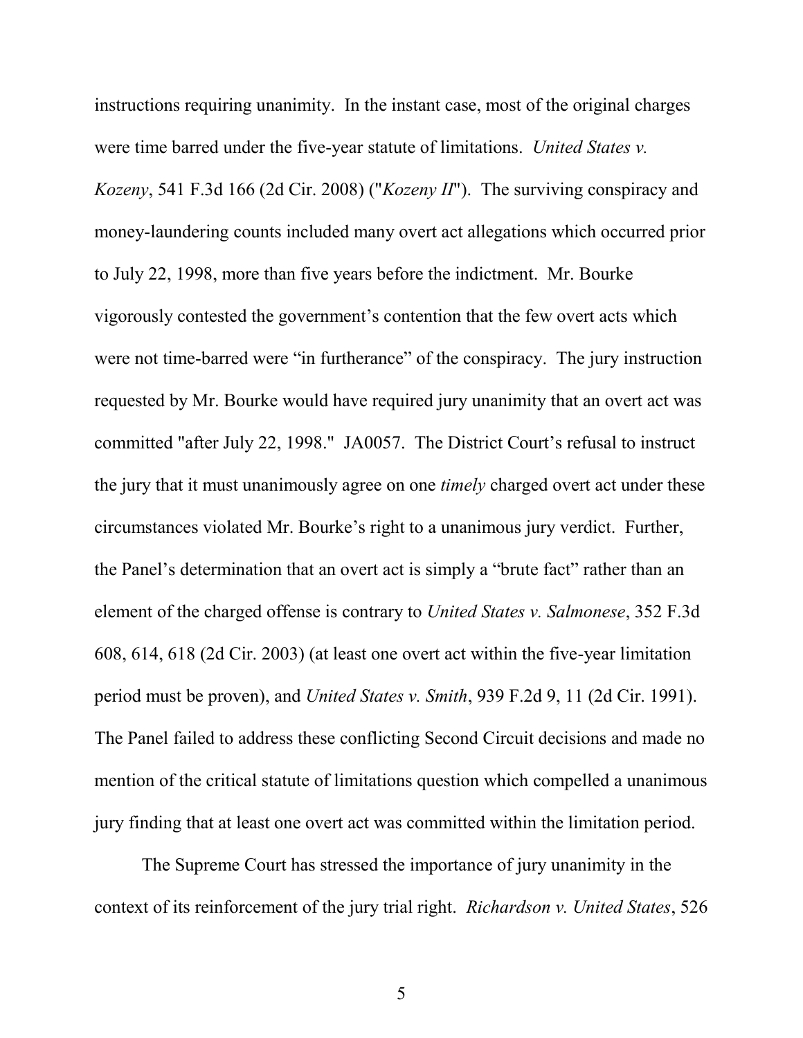instructions requiring unanimity. In the instant case, most of the original charges were time barred under the five-year statute of limitations. *United States v. Kozeny*, 541 F.3d 166 (2d Cir. 2008) ("*Kozeny II*"). The surviving conspiracy and money-laundering counts included many overt act allegations which occurred prior to July 22, 1998, more than five years before the indictment. Mr. Bourke vigorously contested the government's contention that the few overt acts which were not time-barred were "in furtherance" of the conspiracy. The jury instruction requested by Mr. Bourke would have required jury unanimity that an overt act was committed "after July 22, 1998." JA0057. The District Court's refusal to instruct the jury that it must unanimously agree on one *timely* charged overt act under these circumstances violated Mr. Bourke's right to a unanimous jury verdict. Further, the Panel's determination that an overt act is simply a "brute fact" rather than an element of the charged offense is contrary to *United States v. Salmonese*, 352 F.3d 608, 614, 618 (2d Cir. 2003) (at least one overt act within the five-year limitation period must be proven), and *United States v. Smith*, 939 F.2d 9, 11 (2d Cir. 1991). The Panel failed to address these conflicting Second Circuit decisions and made no mention of the critical statute of limitations question which compelled a unanimous jury finding that at least one overt act was committed within the limitation period.

The Supreme Court has stressed the importance of jury unanimity in the context of its reinforcement of the jury trial right. *Richardson v. United States*, 526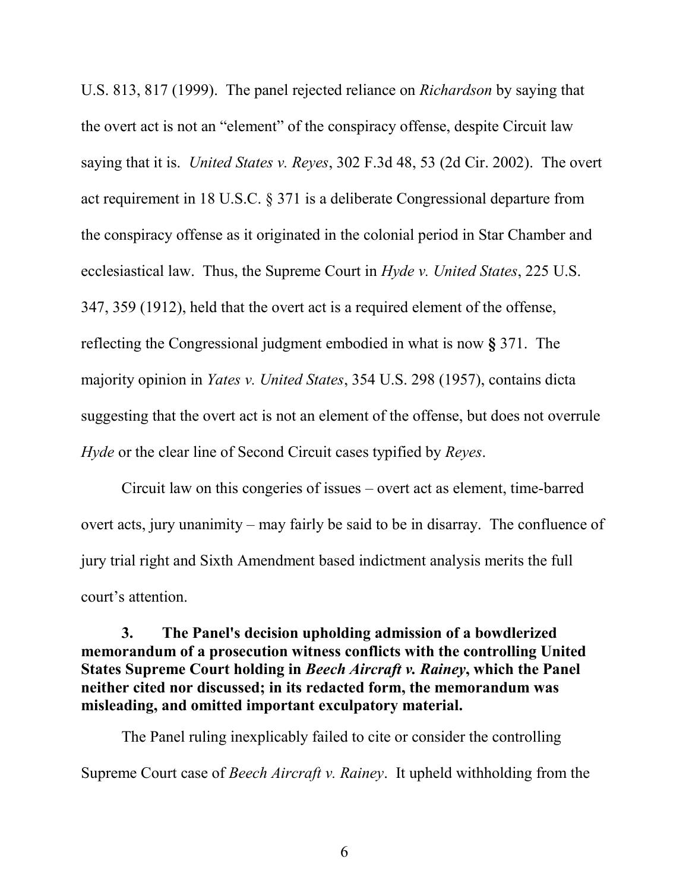U.S. 813, 817 (1999). The panel rejected reliance on *Richardson* by saying that the overt act is not an "element" of the conspiracy offense, despite Circuit law saying that it is. *United States v. Reyes*, 302 F.3d 48, 53 (2d Cir. 2002). The overt act requirement in 18 U.S.C. § 371 is a deliberate Congressional departure from the conspiracy offense as it originated in the colonial period in Star Chamber and ecclesiastical law. Thus, the Supreme Court in *Hyde v. United States*, 225 U.S. 347, 359 (1912), held that the overt act is a required element of the offense, reflecting the Congressional judgment embodied in what is now **§** 371. The majority opinion in *Yates v. United States*, 354 U.S. 298 (1957), contains dicta suggesting that the overt act is not an element of the offense, but does not overrule *Hyde* or the clear line of Second Circuit cases typified by *Reyes*.

Circuit law on this congeries of issues – overt act as element, time-barred overt acts, jury unanimity – may fairly be said to be in disarray. The confluence of jury trial right and Sixth Amendment based indictment analysis merits the full court's attention.

**3. The Panel's decision upholding admission of a bowdlerized memorandum of a prosecution witness conflicts with the controlling United States Supreme Court holding in *Beech Aircraft v. Rainey*, which the Panel neither cited nor discussed; in its redacted form, the memorandum was misleading, and omitted important exculpatory material.**

The Panel ruling inexplicably failed to cite or consider the controlling Supreme Court case of *Beech Aircraft v. Rainey*. It upheld withholding from the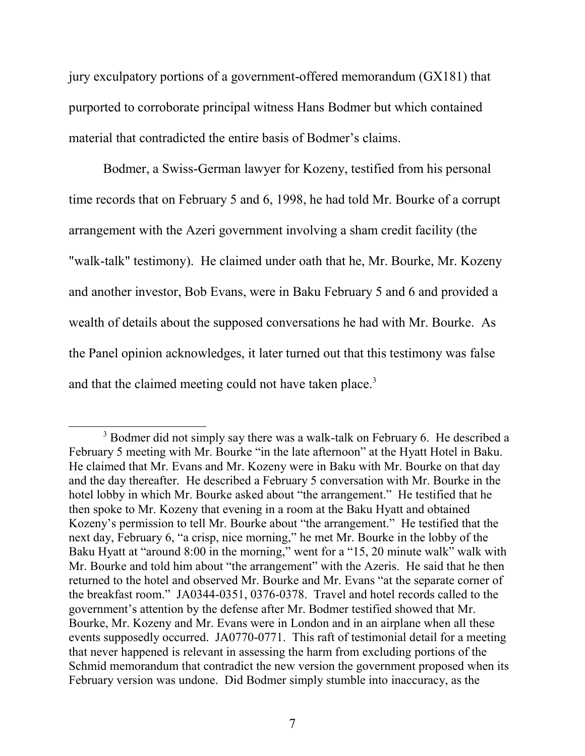jury exculpatory portions of a government-offered memorandum (GX181) that purported to corroborate principal witness Hans Bodmer but which contained material that contradicted the entire basis of Bodmer's claims.

Bodmer, a Swiss-German lawyer for Kozeny, testified from his personal time records that on February 5 and 6, 1998, he had told Mr. Bourke of a corrupt arrangement with the Azeri government involving a sham credit facility (the "walk-talk" testimony). He claimed under oath that he, Mr. Bourke, Mr. Kozeny and another investor, Bob Evans, were in Baku February 5 and 6 and provided a wealth of details about the supposed conversations he had with Mr. Bourke. As the Panel opinion acknowledges, it later turned out that this testimony was false and that the claimed meeting could not have taken place.[3]

---

[3] Bodmer did not simply say there was a walk-talk on February 6. He described a February 5 meeting with Mr. Bourke "in the late afternoon" at the Hyatt Hotel in Baku. He claimed that Mr. Evans and Mr. Kozeny were in Baku with Mr. Bourke on that day and the day thereafter. He described a February 5 conversation with Mr. Bourke in the hotel lobby in which Mr. Bourke asked about "the arrangement." He testified that he then spoke to Mr. Kozeny that evening in a room at the Baku Hyatt and obtained Kozeny's permission to tell Mr. Bourke about "the arrangement." He testified that the next day, February 6, "a crisp, nice morning," he met Mr. Bourke in the lobby of the Baku Hyatt at "around 8:00 in the morning," went for a "15, 20 minute walk" walk with Mr. Bourke and told him about "the arrangement" with the Azeris. He said that he then returned to the hotel and observed Mr. Bourke and Mr. Evans "at the separate corner of the breakfast room." JA0344-0351, 0376-0378. Travel and hotel records called to the government's attention by the defense after Mr. Bodmer testified showed that Mr. Bourke, Mr. Kozeny and Mr. Evans were in London and in an airplane when all these events supposedly occurred. JA0770-0771. This raft of testimonial detail for a meeting that never happened is relevant in assessing the harm from excluding portions of the Schmid memorandum that contradict the new version the government proposed when its February version was undone. Did Bodmer simply stumble into inaccuracy, as the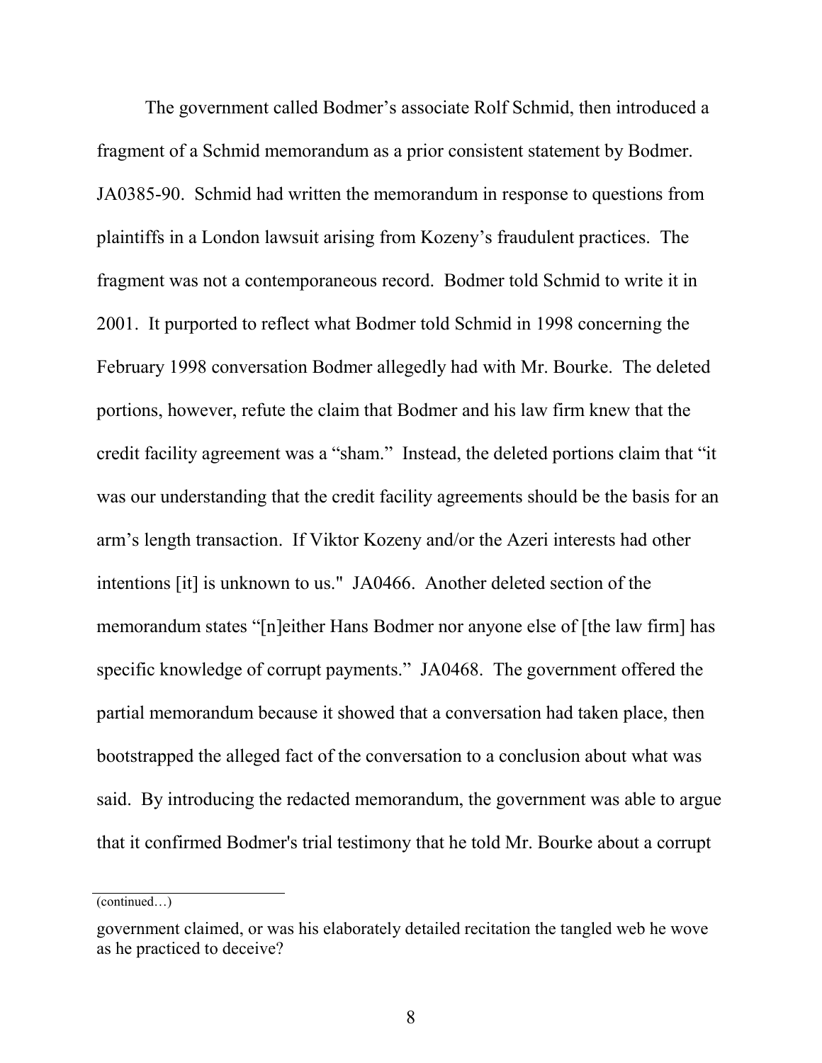The government called Bodmer's associate Rolf Schmid, then introduced a fragment of a Schmid memorandum as a prior consistent statement by Bodmer. JA0385-90. Schmid had written the memorandum in response to questions from plaintiffs in a London lawsuit arising from Kozeny's fraudulent practices. The fragment was not a contemporaneous record. Bodmer told Schmid to write it in 2001. It purported to reflect what Bodmer told Schmid in 1998 concerning the February 1998 conversation Bodmer allegedly had with Mr. Bourke. The deleted portions, however, refute the claim that Bodmer and his law firm knew that the credit facility agreement was a "sham." Instead, the deleted portions claim that "it was our understanding that the credit facility agreements should be the basis for an arm's length transaction. If Viktor Kozeny and/or the Azeri interests had other intentions [it] is unknown to us." JA0466. Another deleted section of the memorandum states "[n]either Hans Bodmer nor anyone else of [the law firm] has specific knowledge of corrupt payments." JA0468. The government offered the partial memorandum because it showed that a conversation had taken place, then bootstrapped the alleged fact of the conversation to a conclusion about what was said. By introducing the redacted memorandum, the government was able to argue that it confirmed Bodmer's trial testimony that he told Mr. Bourke about a corrupt

(continued…)

government claimed, or was his elaborately detailed recitation the tangled web he wove as he practiced to deceive?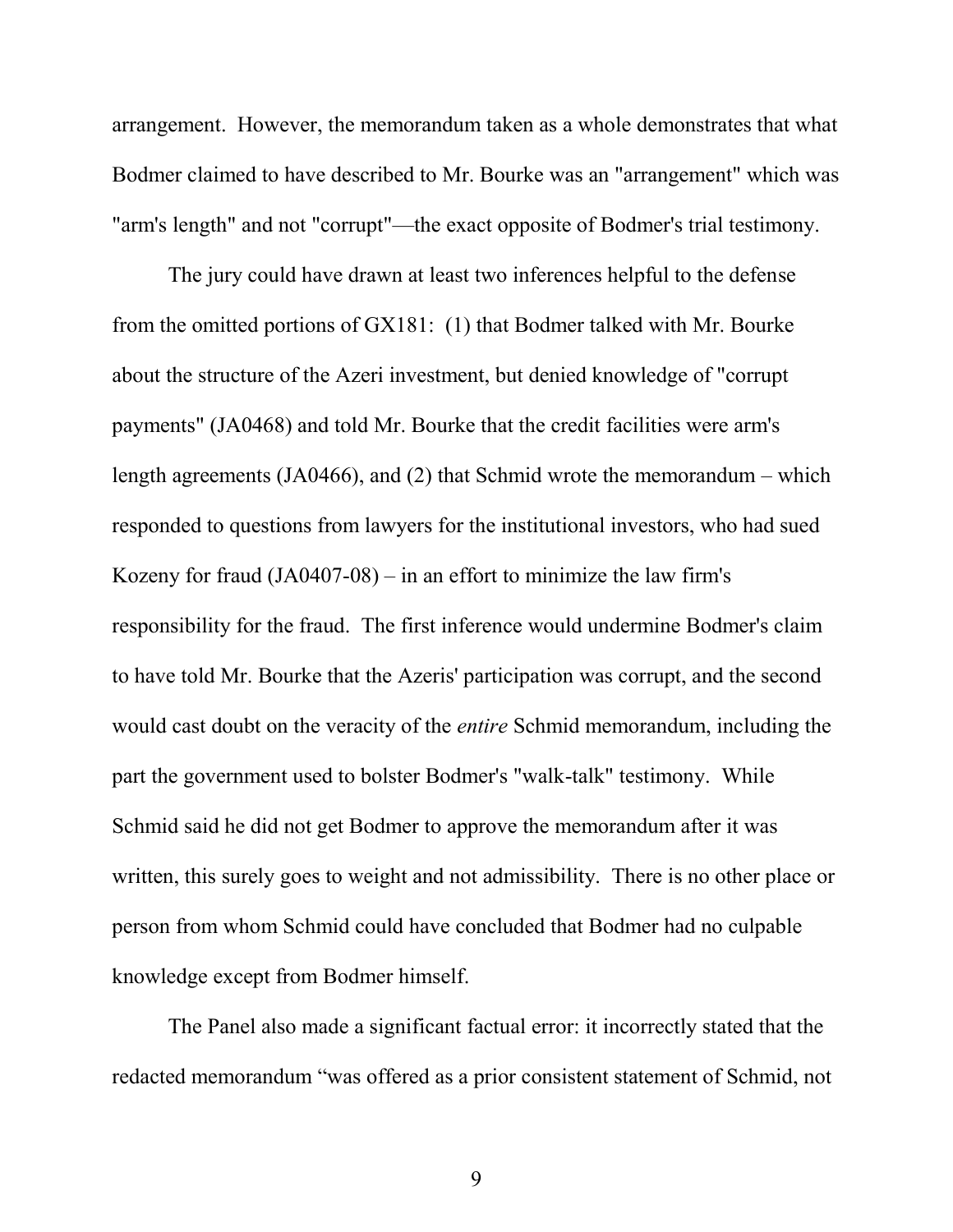arrangement. However, the memorandum taken as a whole demonstrates that what Bodmer claimed to have described to Mr. Bourke was an "arrangement" which was "arm's length" and not "corrupt"—the exact opposite of Bodmer's trial testimony.

The jury could have drawn at least two inferences helpful to the defense from the omitted portions of GX181: (1) that Bodmer talked with Mr. Bourke about the structure of the Azeri investment, but denied knowledge of "corrupt payments" (JA0468) and told Mr. Bourke that the credit facilities were arm's length agreements (JA0466), and (2) that Schmid wrote the memorandum – which responded to questions from lawyers for the institutional investors, who had sued Kozeny for fraud (JA0407-08) – in an effort to minimize the law firm's responsibility for the fraud. The first inference would undermine Bodmer's claim to have told Mr. Bourke that the Azeris' participation was corrupt, and the second would cast doubt on the veracity of the *entire* Schmid memorandum, including the part the government used to bolster Bodmer's "walk-talk" testimony. While Schmid said he did not get Bodmer to approve the memorandum after it was written, this surely goes to weight and not admissibility. There is no other place or person from whom Schmid could have concluded that Bodmer had no culpable knowledge except from Bodmer himself.

The Panel also made a significant factual error: it incorrectly stated that the redacted memorandum "was offered as a prior consistent statement of Schmid, not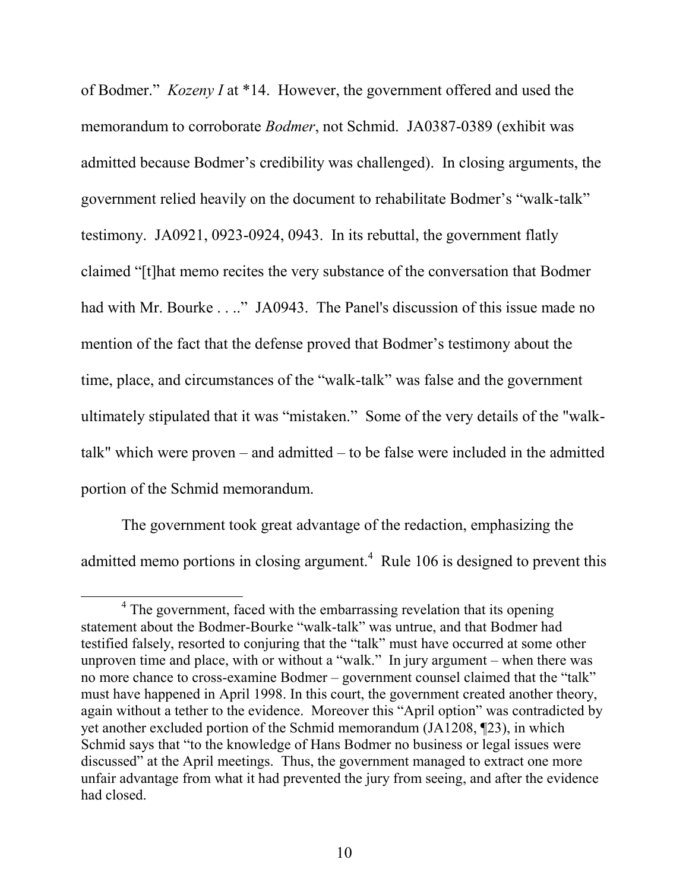of Bodmer." *Kozeny I* at *14. However, the government offered and used the memorandum to corroborate *Bodmer*, not Schmid. JA0387-0389 (exhibit was admitted because Bodmer's credibility was challenged). In closing arguments, the government relied heavily on the document to rehabilitate Bodmer's "walk-talk" testimony. JA0921, 0923-0924, 0943. In its rebuttal, the government flatly claimed "[t]hat memo recites the very substance of the conversation that Bodmer had with Mr. Bourke . . .." JA0943. The Panel's discussion of this issue made no mention of the fact that the defense proved that Bodmer's testimony about the time, place, and circumstances of the "walk-talk" was false and the government ultimately stipulated that it was "mistaken." Some of the very details of the "walk-talk" which were proven – and admitted – to be false were included in the admitted portion of the Schmid memorandum.

The government took great advantage of the redaction, emphasizing the admitted memo portions in closing argument.[4] Rule 106 is designed to prevent this

[4] The government, faced with the embarrassing revelation that its opening statement about the Bodmer-Bourke "walk-talk" was untrue, and that Bodmer had testified falsely, resorted to conjuring that the "talk" must have occurred at some other unproven time and place, with or without a "walk." In jury argument – when there was no more chance to cross-examine Bodmer – government counsel claimed that the "talk" must have happened in April 1998. In this court, the government created another theory, again without a tether to the evidence. Moreover this "April option" was contradicted by yet another excluded portion of the Schmid memorandum (JA1208, ¶23), in which Schmid says that "to the knowledge of Hans Bodmer no business or legal issues were discussed" at the April meetings. Thus, the government managed to extract one more unfair advantage from what it had prevented the jury from seeing, and after the evidence had closed.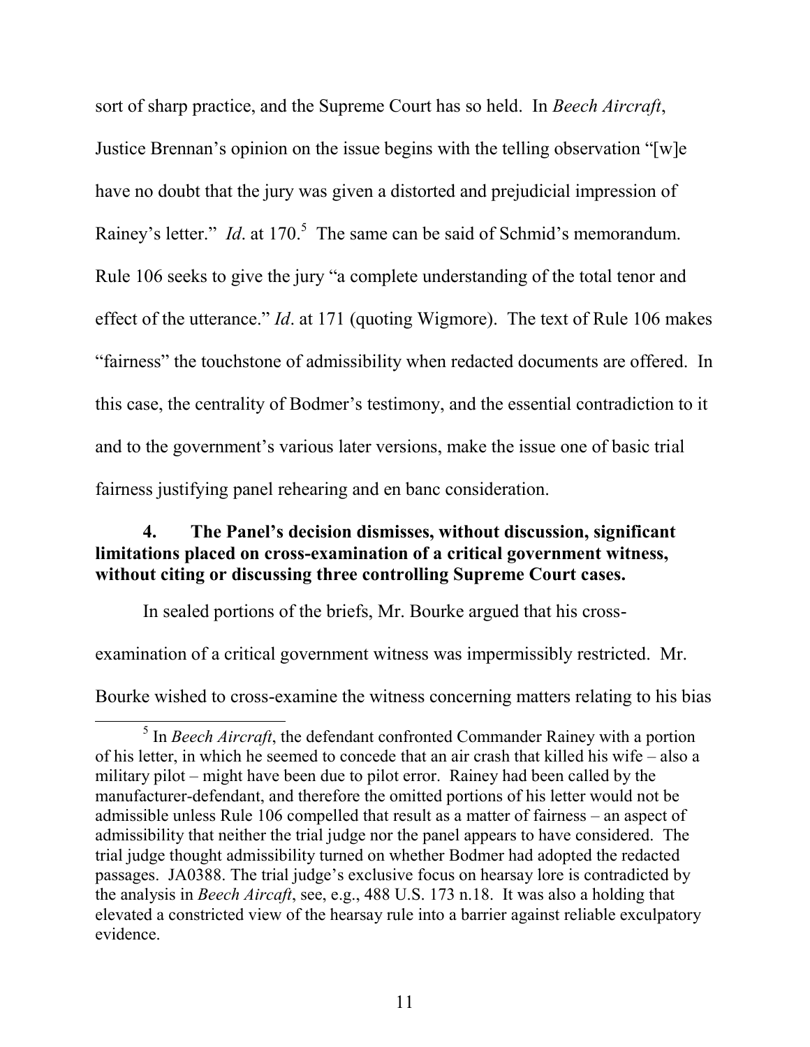sort of sharp practice, and the Supreme Court has so held. In *Beech Aircraft*, Justice Brennan's opinion on the issue begins with the telling observation "[w]e have no doubt that the jury was given a distorted and prejudicial impression of Rainey's letter." *Id*. at 170.[5] The same can be said of Schmid's memorandum. Rule 106 seeks to give the jury "a complete understanding of the total tenor and effect of the utterance." *Id*. at 171 (quoting Wigmore). The text of Rule 106 makes "fairness" the touchstone of admissibility when redacted documents are offered. In this case, the centrality of Bodmer's testimony, and the essential contradiction to it and to the government's various later versions, make the issue one of basic trial fairness justifying panel rehearing and en banc consideration.

**4. The Panel's decision dismisses, without discussion, significant limitations placed on cross-examination of a critical government witness, without citing or discussing three controlling Supreme Court cases.**

In sealed portions of the briefs, Mr. Bourke argued that his cross-examination of a critical government witness was impermissibly restricted. Mr. Bourke wished to cross-examine the witness concerning matters relating to his bias

---

[5] In *Beech Aircraft*, the defendant confronted Commander Rainey with a portion of his letter, in which he seemed to concede that an air crash that killed his wife – also a military pilot – might have been due to pilot error. Rainey had been called by the manufacturer-defendant, and therefore the omitted portions of his letter would not be admissible unless Rule 106 compelled that result as a matter of fairness – an aspect of admissibility that neither the trial judge nor the panel appears to have considered. The trial judge thought admissibility turned on whether Bodmer had adopted the redacted passages. JA0388. The trial judge's exclusive focus on hearsay lore is contradicted by the analysis in *Beech Aircraft*, see, e.g., 488 U.S. 173 n.18. It was also a holding that elevated a constricted view of the hearsay rule into a barrier against reliable exculpatory evidence.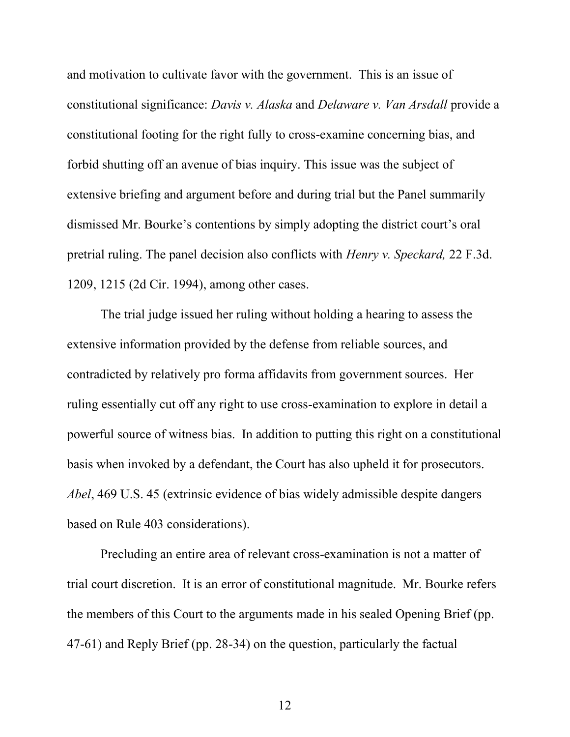and motivation to cultivate favor with the government. This is an issue of constitutional significance: *Davis v. Alaska* and *Delaware v. Van Arsdall* provide a constitutional footing for the right fully to cross-examine concerning bias, and forbid shutting off an avenue of bias inquiry. This issue was the subject of extensive briefing and argument before and during trial but the Panel summarily dismissed Mr. Bourke's contentions by simply adopting the district court's oral pretrial ruling. The panel decision also conflicts with *Henry v. Speckard,* 22 F.3d. 1209, 1215 (2d Cir. 1994), among other cases.

The trial judge issued her ruling without holding a hearing to assess the extensive information provided by the defense from reliable sources, and contradicted by relatively pro forma affidavits from government sources. Her ruling essentially cut off any right to use cross-examination to explore in detail a powerful source of witness bias. In addition to putting this right on a constitutional basis when invoked by a defendant, the Court has also upheld it for prosecutors. *Abel*, 469 U.S. 45 (extrinsic evidence of bias widely admissible despite dangers based on Rule 403 considerations).

Precluding an entire area of relevant cross-examination is not a matter of trial court discretion. It is an error of constitutional magnitude. Mr. Bourke refers the members of this Court to the arguments made in his sealed Opening Brief (pp. 47-61) and Reply Brief (pp. 28-34) on the question, particularly the factual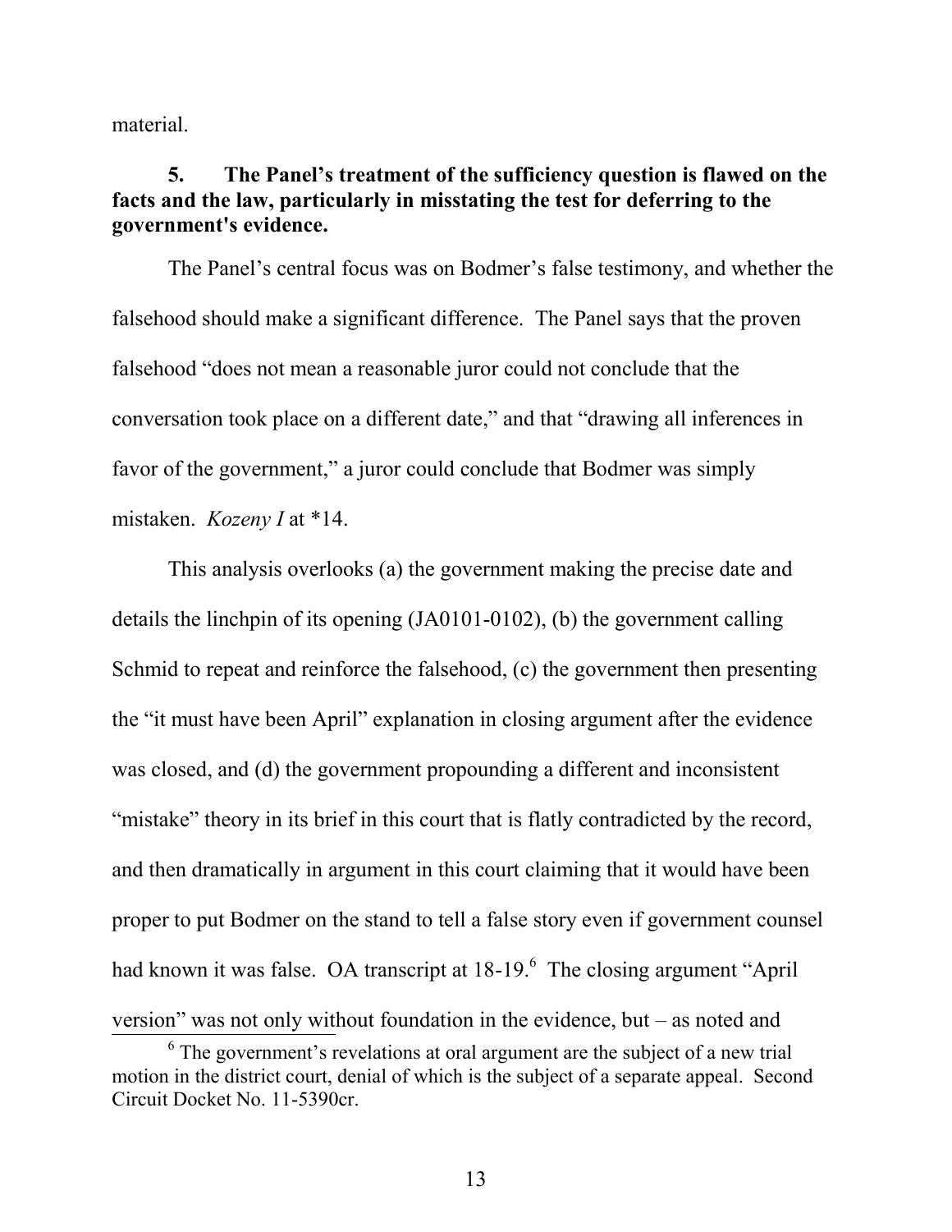material.

**5. The Panel's treatment of the sufficiency question is flawed on the facts and the law, particularly in misstating the test for deferring to the government's evidence.**

The Panel's central focus was on Bodmer's false testimony, and whether the falsehood should make a significant difference. The Panel says that the proven falsehood "does not mean a reasonable juror could not conclude that the conversation took place on a different date," and that "drawing all inferences in favor of the government," a juror could conclude that Bodmer was simply mistaken. *Kozeny I* at *14.

This analysis overlooks (a) the government making the precise date and details the linchpin of its opening (JA0101-0102), (b) the government calling Schmid to repeat and reinforce the falsehood, (c) the government then presenting the "it must have been April" explanation in closing argument after the evidence was closed, and (d) the government propounding a different and inconsistent "mistake" theory in its brief in this court that is flatly contradicted by the record, and then dramatically in argument in this court claiming that it would have been proper to put Bodmer on the stand to tell a false story even if government counsel had known it was false. OA transcript at 18-19.[6] The closing argument "April version" was not only without foundation in the evidence, but – as noted and

[6] The government's revelations at oral argument are the subject of a new trial motion in the district court, denial of which is the subject of a separate appeal. Second Circuit Docket No. 11-5390cr.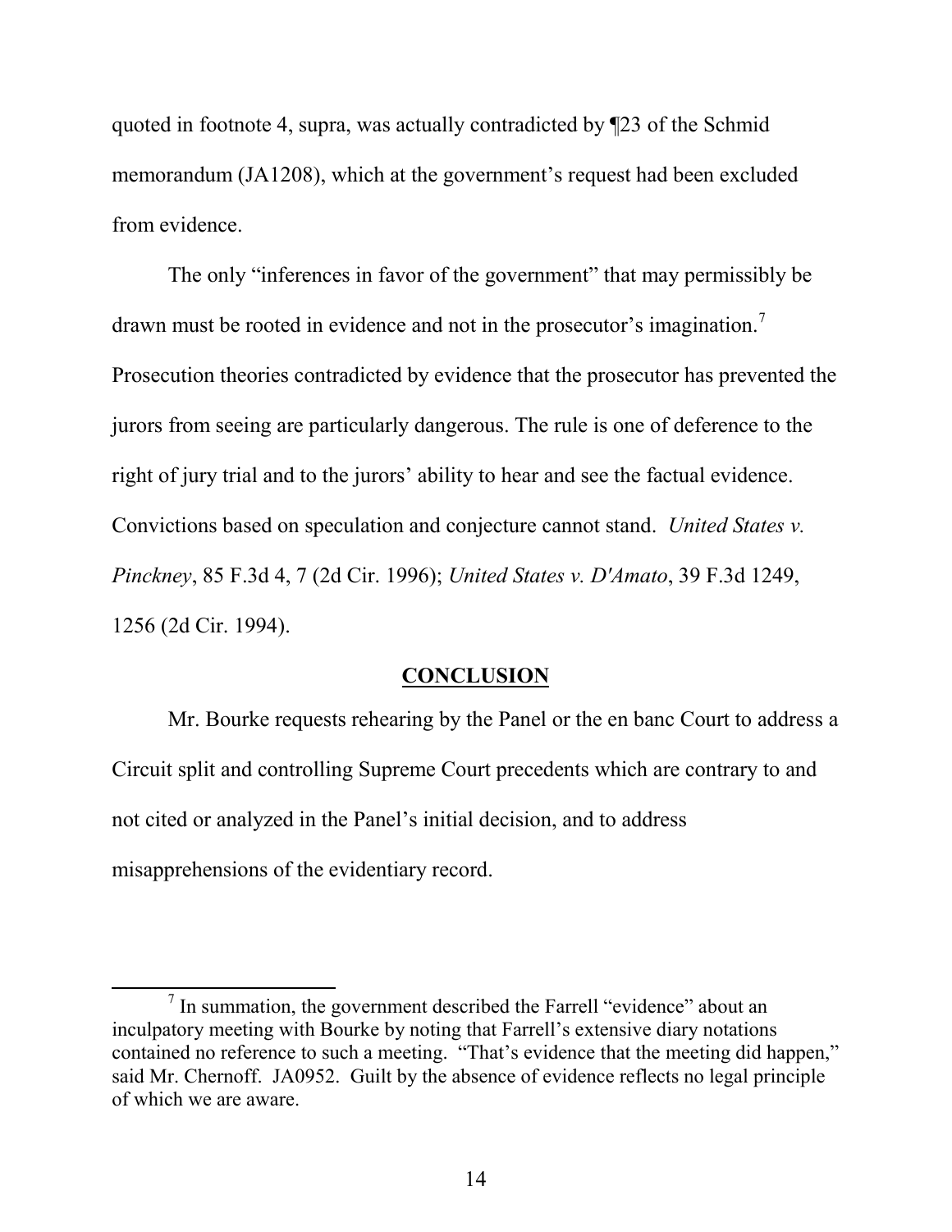quoted in footnote 4, supra, was actually contradicted by ¶23 of the Schmid memorandum (JA1208), which at the government's request had been excluded from evidence.

The only "inferences in favor of the government" that may permissibly be drawn must be rooted in evidence and not in the prosecutor's imagination.[7] Prosecution theories contradicted by evidence that the prosecutor has prevented the jurors from seeing are particularly dangerous. The rule is one of deference to the right of jury trial and to the jurors' ability to hear and see the factual evidence. Convictions based on speculation and conjecture cannot stand. *United States v. Pinckney*, 85 F.3d 4, 7 (2d Cir. 1996); *United States v. D'Amato*, 39 F.3d 1249, 1256 (2d Cir. 1994).

## CONCLUSION

Mr. Bourke requests rehearing by the Panel or the en banc Court to address a Circuit split and controlling Supreme Court precedents which are contrary to and not cited or analyzed in the Panel's initial decision, and to address misapprehensions of the evidentiary record.

---

[7] In summation, the government described the Farrell "evidence" about an inculpatory meeting with Bourke by noting that Farrell's extensive diary notations contained no reference to such a meeting. "That's evidence that the meeting did happen," said Mr. Chernoff. JA0952. Guilt by the absence of evidence reflects no legal principle of which we are aware.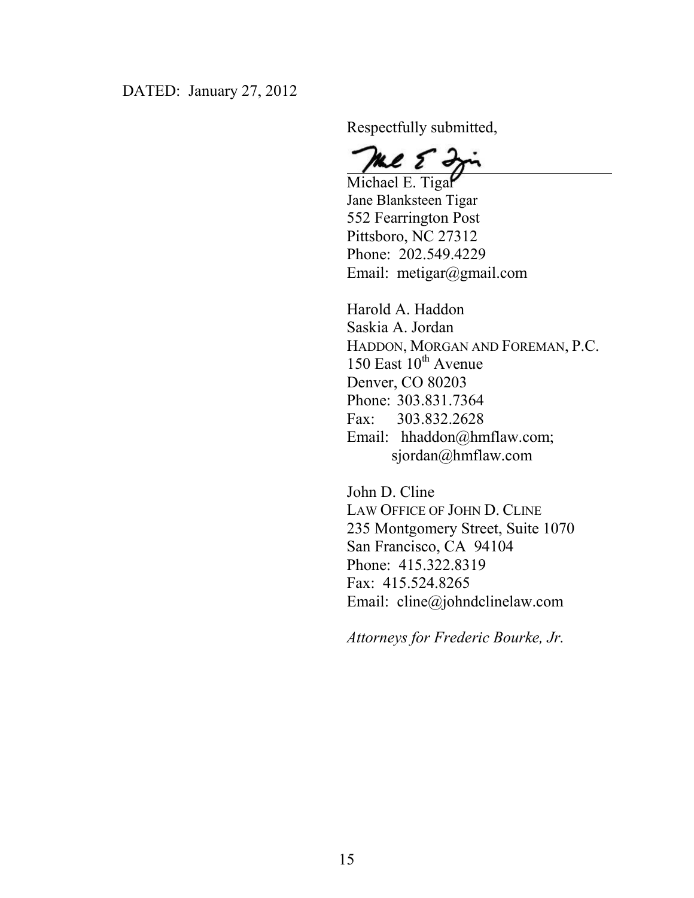DATED: January 27, 2012

Respectfully submitted,

Michael E. Tigar
Jane Blanksteen Tigar
552 Fearrington Post
Pittsboro, NC 27312
Phone: 202.549.4229
Email: metigar@gmail.com

Harold A. Haddon
Saskia A. Jordan
HADDON, MORGAN AND FOREMAN, P.C.
150 East 10th Avenue
Denver, CO 80203
Phone: 303.831.7364
Fax: 303.832.2628
Email: hhaddon@hmflaw.com;
sjordan@hmflaw.com

John D. Cline
LAW OFFICE OF JOHN D. CLINE
235 Montgomery Street, Suite 1070
San Francisco, CA 94104
Phone: 415.322.8319
Fax: 415.524.8265
Email: cline@johndclinelaw.com

*Attorneys for Frederic Bourke, Jr.*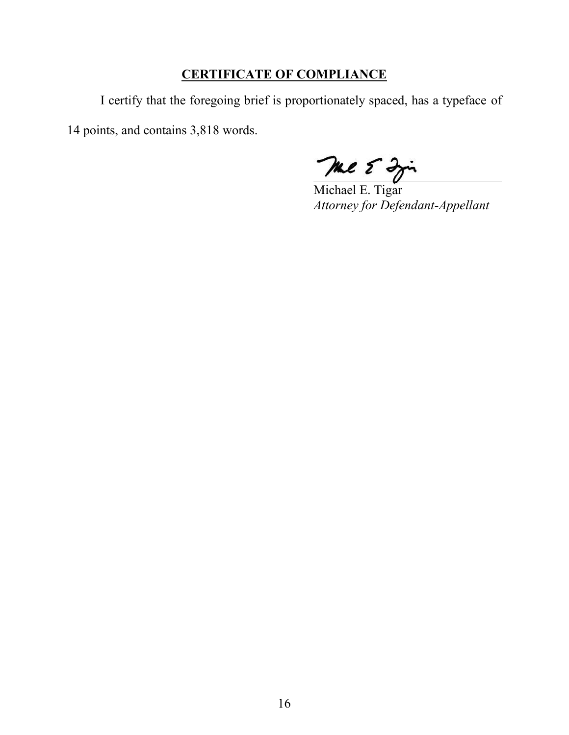## CERTIFICATE OF COMPLIANCE

I certify that the foregoing brief is proportionately spaced, has a typeface of 14 points, and contains 3,818 words.

Michael E. Tigar
*Attorney for Defendant-Appellant*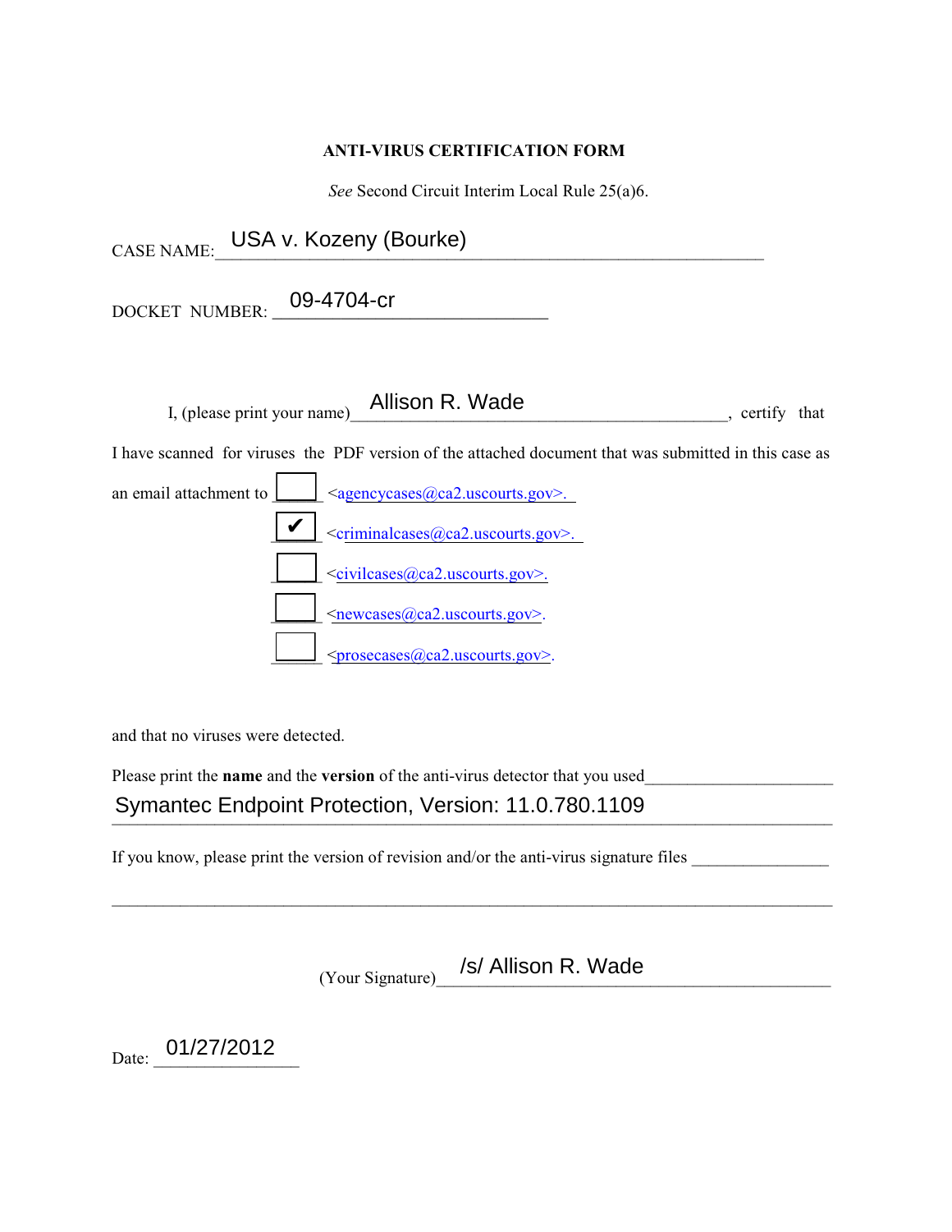**ANTI-VIRUS CERTIFICATION FORM**

*See* Second Circuit Interim Local Rule 25(a)6.

CASE NAME: USA v. Kozeny (Bourke)

DOCKET NUMBER: 09-4704-cr

I, (please print your name) Allison R. Wade, certify that I have scanned for viruses the PDF version of the attached document that was submitted in this case as an email attachment to

- [ ] <agencycases@ca2.uscourts.gov>.
- [x] <criminalcases@ca2.uscourts.gov>.
- [ ] <civilcases@ca2.uscourts.gov>.
- [ ] <newcases@ca2.uscourts.gov>.
- [ ] <prosecases@ca2.uscourts.gov>.

and that no viruses were detected.

Please print the **name** and the **version** of the anti-virus detector that you used

Symantec Endpoint Protection, Version: 11.0.780.1109

If you know, please print the version of revision and/or the anti-virus signature files

(Your Signature) /s/ Allison R. Wade

Date: 01/27/2012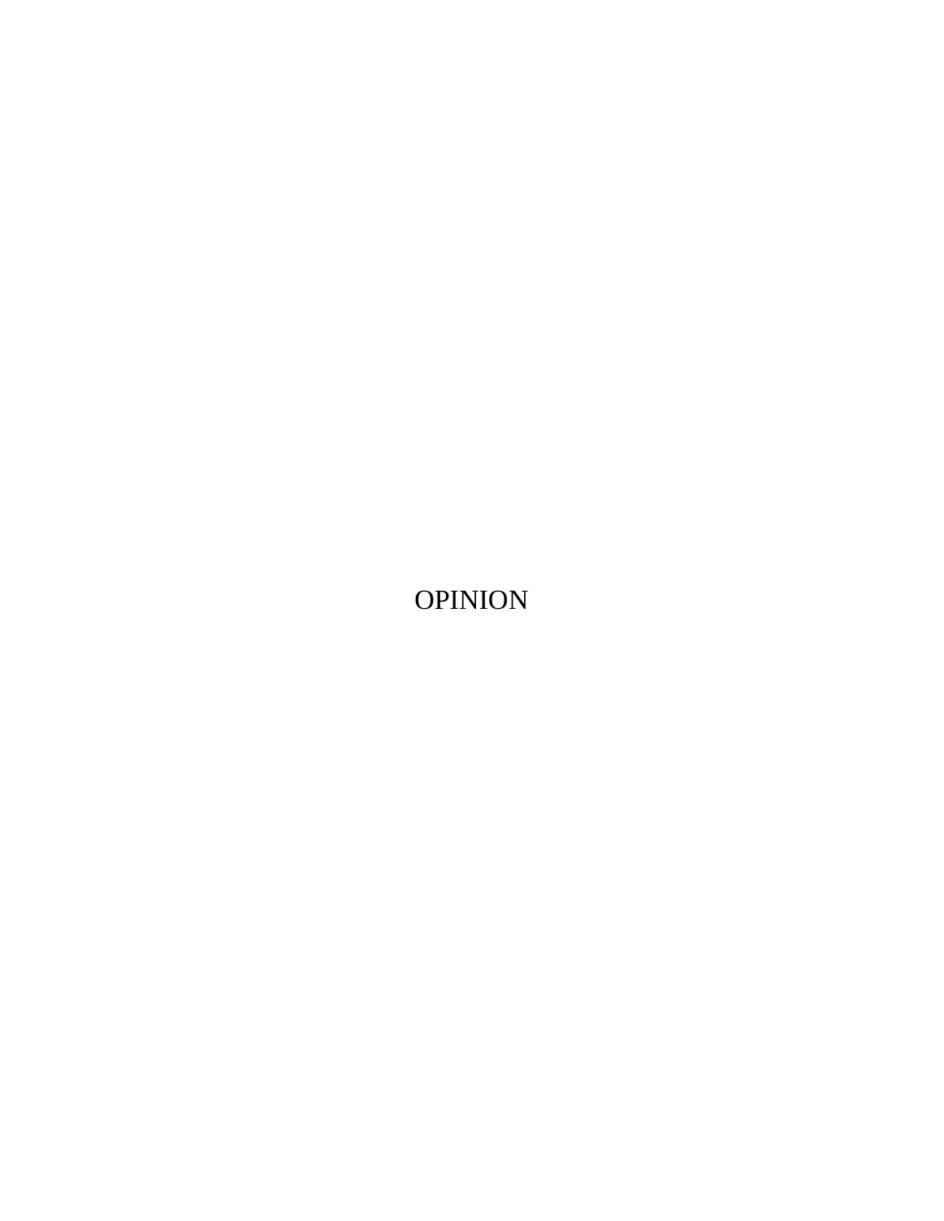# OPINION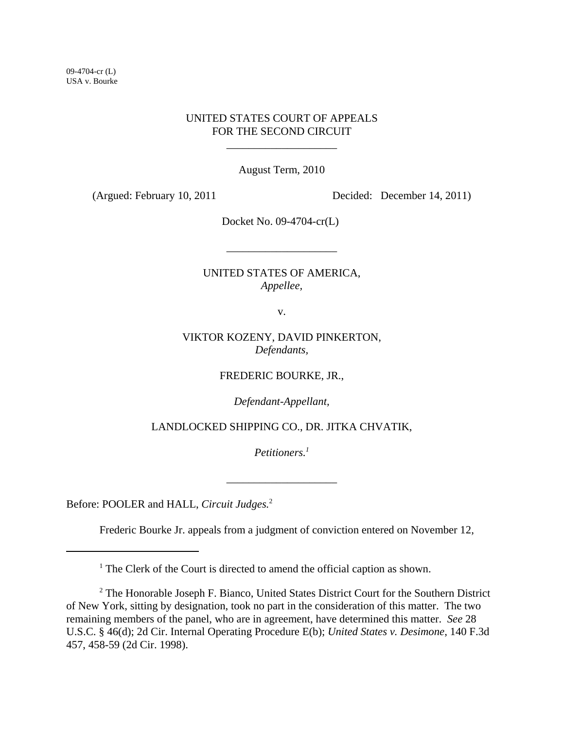09-4704-cr (L)
USA v. Bourke

UNITED STATES COURT OF APPEALS
FOR THE SECOND CIRCUIT

\_\_\_\_\_\_\_\_\_\_\_\_\_\_\_\_\_\_\_\_

August Term, 2010

(Argued: February 10, 2011 Decided: December 14, 2011)

Docket No. 09-4704-cr(L)

\_\_\_\_\_\_\_\_\_\_\_\_\_\_\_\_\_\_\_\_

UNITED STATES OF AMERICA,
*Appellee,*

v.

VIKTOR KOZENY, DAVID PINKERTON,
*Defendants,*

FREDERIC BOURKE, JR.,

*Defendant-Appellant,*

LANDLOCKED SHIPPING CO., DR. JITKA CHVATIK,

*Petitioners.*[1]

\_\_\_\_\_\_\_\_\_\_\_\_\_\_\_\_\_\_\_\_

Before: POOLER and HALL, *Circuit Judges.*[2]

Frederic Bourke Jr. appeals from a judgment of conviction entered on November 12,

---

[1] The Clerk of the Court is directed to amend the official caption as shown.

[2] The Honorable Joseph F. Bianco, United States District Court for the Southern District of New York, sitting by designation, took no part in the consideration of this matter. The two remaining members of the panel, who are in agreement, have determined this matter. *See* 28 U.S.C. § 46(d); 2d Cir. Internal Operating Procedure E(b); *United States v. Desimone*, 140 F.3d 457, 458-59 (2d Cir. 1998).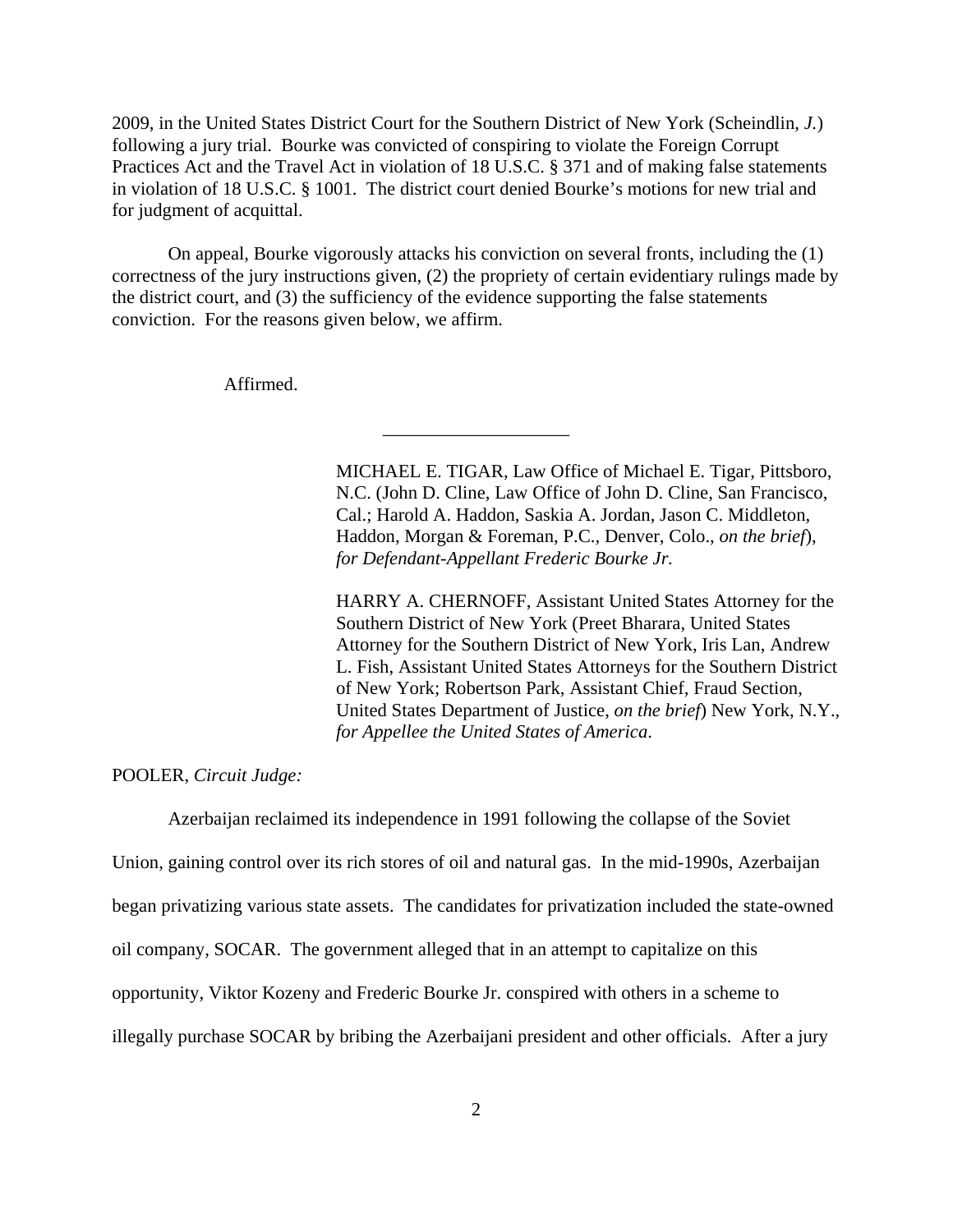2009, in the United States District Court for the Southern District of New York (Scheindlin, *J.*) following a jury trial. Bourke was convicted of conspiring to violate the Foreign Corrupt Practices Act and the Travel Act in violation of 18 U.S.C. § 371 and of making false statements in violation of 18 U.S.C. § 1001. The district court denied Bourke's motions for new trial and for judgment of acquittal.

On appeal, Bourke vigorously attacks his conviction on several fronts, including the (1) correctness of the jury instructions given, (2) the propriety of certain evidentiary rulings made by the district court, and (3) the sufficiency of the evidence supporting the false statements conviction. For the reasons given below, we affirm.

Affirmed.

---

MICHAEL E. TIGAR, Law Office of Michael E. Tigar, Pittsboro, N.C. (John D. Cline, Law Office of John D. Cline, San Francisco, Cal.; Harold A. Haddon, Saskia A. Jordan, Jason C. Middleton, Haddon, Morgan & Foreman, P.C., Denver, Colo., *on the brief*), *for Defendant-Appellant Frederic Bourke Jr.*

HARRY A. CHERNOFF, Assistant United States Attorney for the Southern District of New York (Preet Bharara, United States Attorney for the Southern District of New York, Iris Lan, Andrew L. Fish, Assistant United States Attorneys for the Southern District of New York; Robertson Park, Assistant Chief, Fraud Section, United States Department of Justice, *on the brief*) New York, N.Y., *for Appellee the United States of America*.

POOLER, *Circuit Judge:*

Azerbaijan reclaimed its independence in 1991 following the collapse of the Soviet Union, gaining control over its rich stores of oil and natural gas. In the mid-1990s, Azerbaijan began privatizing various state assets. The candidates for privatization included the state-owned oil company, SOCAR. The government alleged that in an attempt to capitalize on this opportunity, Viktor Kozeny and Frederic Bourke Jr. conspired with others in a scheme to illegally purchase SOCAR by bribing the Azerbaijani president and other officials. After a jury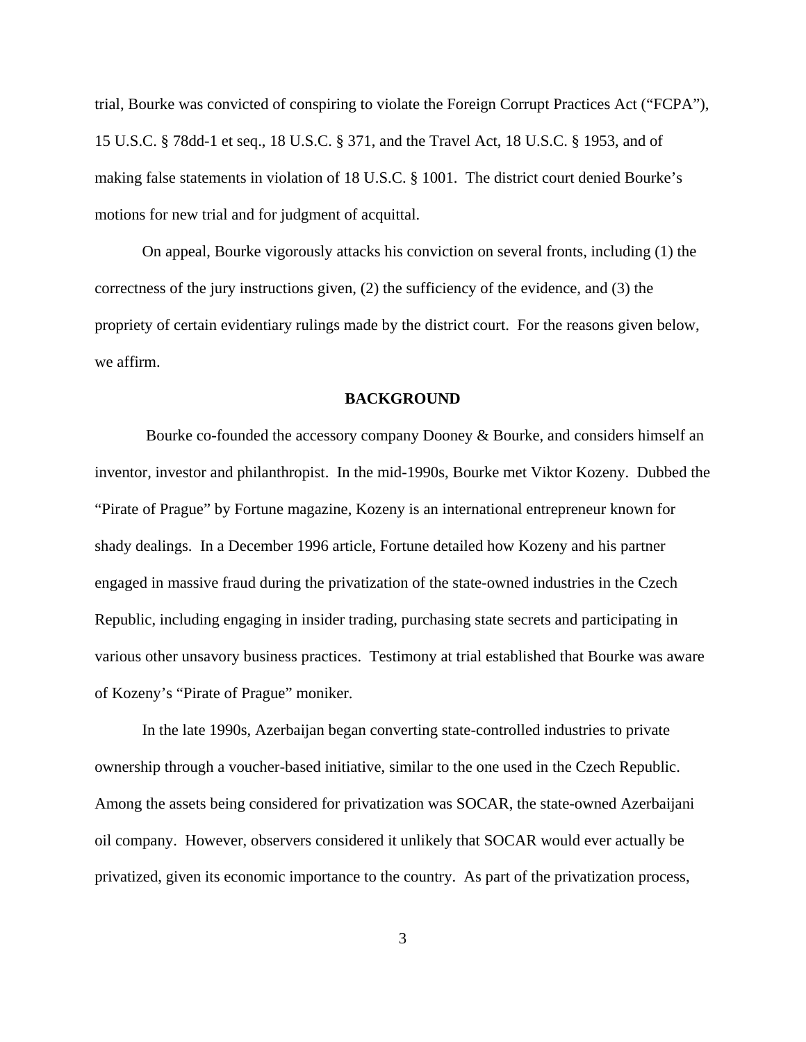trial, Bourke was convicted of conspiring to violate the Foreign Corrupt Practices Act ("FCPA"), 15 U.S.C. § 78dd-1 et seq., 18 U.S.C. § 371, and the Travel Act, 18 U.S.C. § 1953, and of making false statements in violation of 18 U.S.C. § 1001. The district court denied Bourke's motions for new trial and for judgment of acquittal.

On appeal, Bourke vigorously attacks his conviction on several fronts, including (1) the correctness of the jury instructions given, (2) the sufficiency of the evidence, and (3) the propriety of certain evidentiary rulings made by the district court. For the reasons given below, we affirm.

## BACKGROUND

Bourke co-founded the accessory company Dooney & Bourke, and considers himself an inventor, investor and philanthropist. In the mid-1990s, Bourke met Viktor Kozeny. Dubbed the "Pirate of Prague" by Fortune magazine, Kozeny is an international entrepreneur known for shady dealings. In a December 1996 article, Fortune detailed how Kozeny and his partner engaged in massive fraud during the privatization of the state-owned industries in the Czech Republic, including engaging in insider trading, purchasing state secrets and participating in various other unsavory business practices. Testimony at trial established that Bourke was aware of Kozeny's "Pirate of Prague" moniker.

In the late 1990s, Azerbaijan began converting state-controlled industries to private ownership through a voucher-based initiative, similar to the one used in the Czech Republic. Among the assets being considered for privatization was SOCAR, the state-owned Azerbaijani oil company. However, observers considered it unlikely that SOCAR would ever actually be privatized, given its economic importance to the country. As part of the privatization process,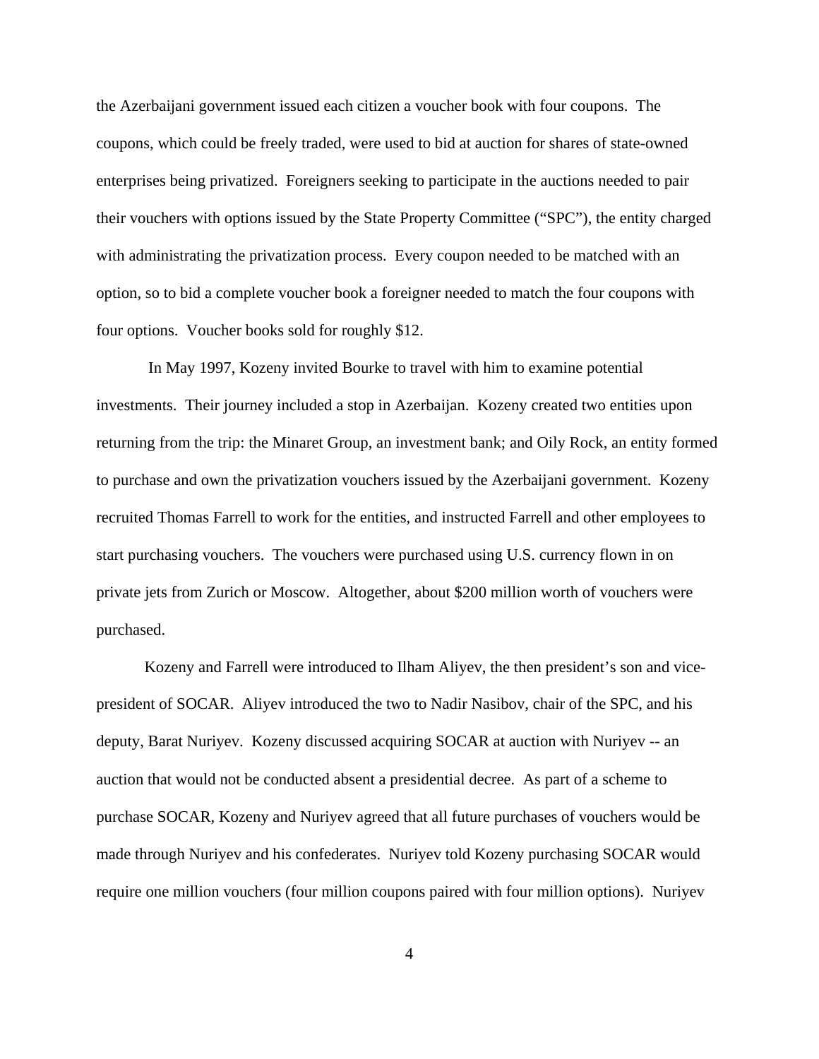the Azerbaijani government issued each citizen a voucher book with four coupons. The coupons, which could be freely traded, were used to bid at auction for shares of state-owned enterprises being privatized. Foreigners seeking to participate in the auctions needed to pair their vouchers with options issued by the State Property Committee ("SPC"), the entity charged with administrating the privatization process. Every coupon needed to be matched with an option, so to bid a complete voucher book a foreigner needed to match the four coupons with four options. Voucher books sold for roughly $12.

In May 1997, Kozeny invited Bourke to travel with him to examine potential investments. Their journey included a stop in Azerbaijan. Kozeny created two entities upon returning from the trip: the Minaret Group, an investment bank; and Oily Rock, an entity formed to purchase and own the privatization vouchers issued by the Azerbaijani government. Kozeny recruited Thomas Farrell to work for the entities, and instructed Farrell and other employees to start purchasing vouchers. The vouchers were purchased using U.S. currency flown in on private jets from Zurich or Moscow. Altogether, about $200 million worth of vouchers were purchased.

Kozeny and Farrell were introduced to Ilham Aliyev, the then president's son and vice-president of SOCAR. Aliyev introduced the two to Nadir Nasibov, chair of the SPC, and his deputy, Barat Nuriyev. Kozeny discussed acquiring SOCAR at auction with Nuriyev -- an auction that would not be conducted absent a presidential decree. As part of a scheme to purchase SOCAR, Kozeny and Nuriyev agreed that all future purchases of vouchers would be made through Nuriyev and his confederates. Nuriyev told Kozeny purchasing SOCAR would require one million vouchers (four million coupons paired with four million options). Nuriyev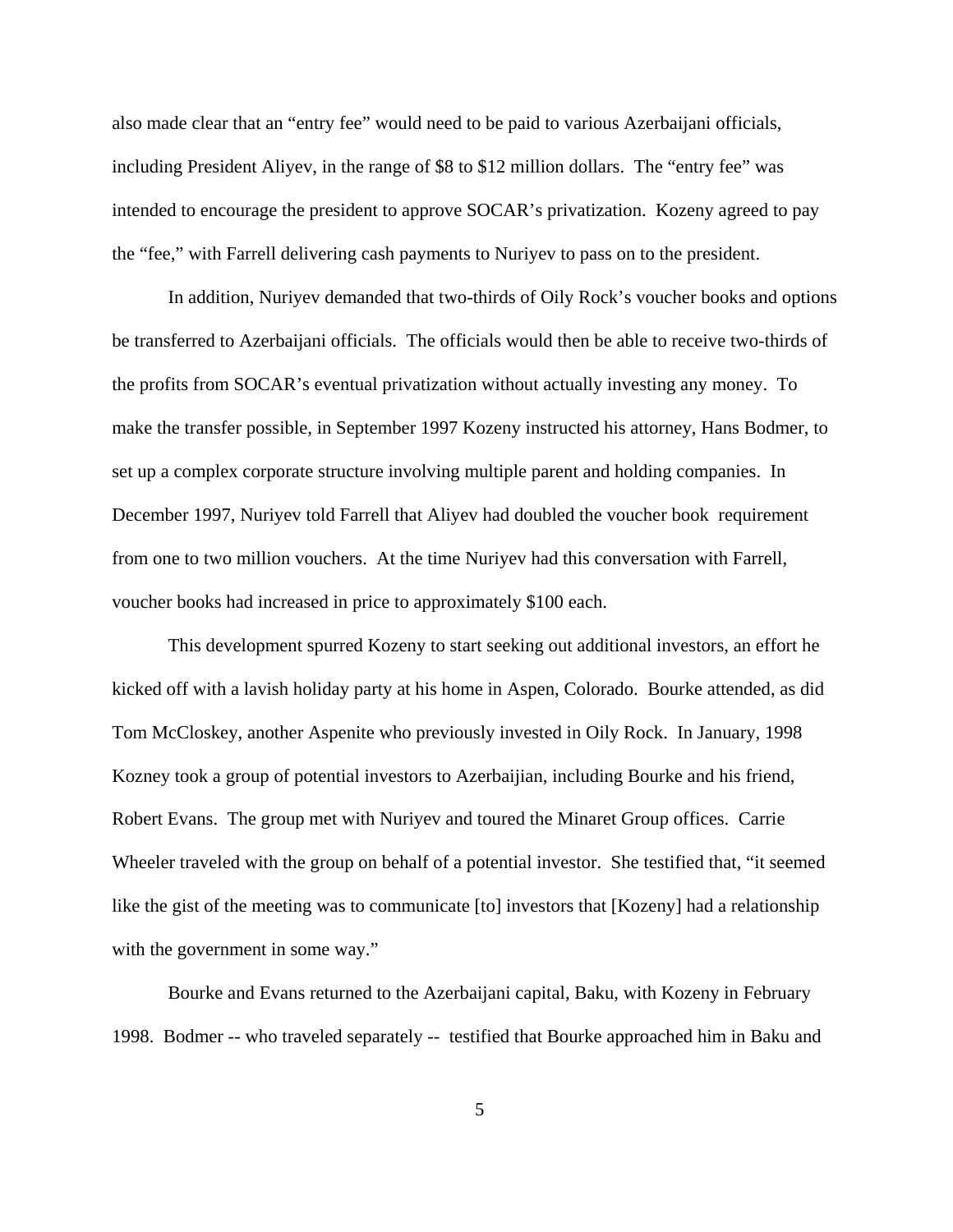also made clear that an "entry fee" would need to be paid to various Azerbaijani officials, including President Aliyev, in the range of $8 to $12 million dollars. The "entry fee" was intended to encourage the president to approve SOCAR's privatization. Kozeny agreed to pay the "fee," with Farrell delivering cash payments to Nuriyev to pass on to the president.

In addition, Nuriyev demanded that two-thirds of Oily Rock's voucher books and options be transferred to Azerbaijani officials. The officials would then be able to receive two-thirds of the profits from SOCAR's eventual privatization without actually investing any money. To make the transfer possible, in September 1997 Kozeny instructed his attorney, Hans Bodmer, to set up a complex corporate structure involving multiple parent and holding companies. In December 1997, Nuriyev told Farrell that Aliyev had doubled the voucher book requirement from one to two million vouchers. At the time Nuriyev had this conversation with Farrell, voucher books had increased in price to approximately $100 each.

This development spurred Kozeny to start seeking out additional investors, an effort he kicked off with a lavish holiday party at his home in Aspen, Colorado. Bourke attended, as did Tom McCloskey, another Aspenite who previously invested in Oily Rock. In January, 1998 Kozney took a group of potential investors to Azerbaijian, including Bourke and his friend, Robert Evans. The group met with Nuriyev and toured the Minaret Group offices. Carrie Wheeler traveled with the group on behalf of a potential investor. She testified that, "it seemed like the gist of the meeting was to communicate [to] investors that [Kozeny] had a relationship with the government in some way."

Bourke and Evans returned to the Azerbaijani capital, Baku, with Kozeny in February 1998. Bodmer -- who traveled separately -- testified that Bourke approached him in Baku and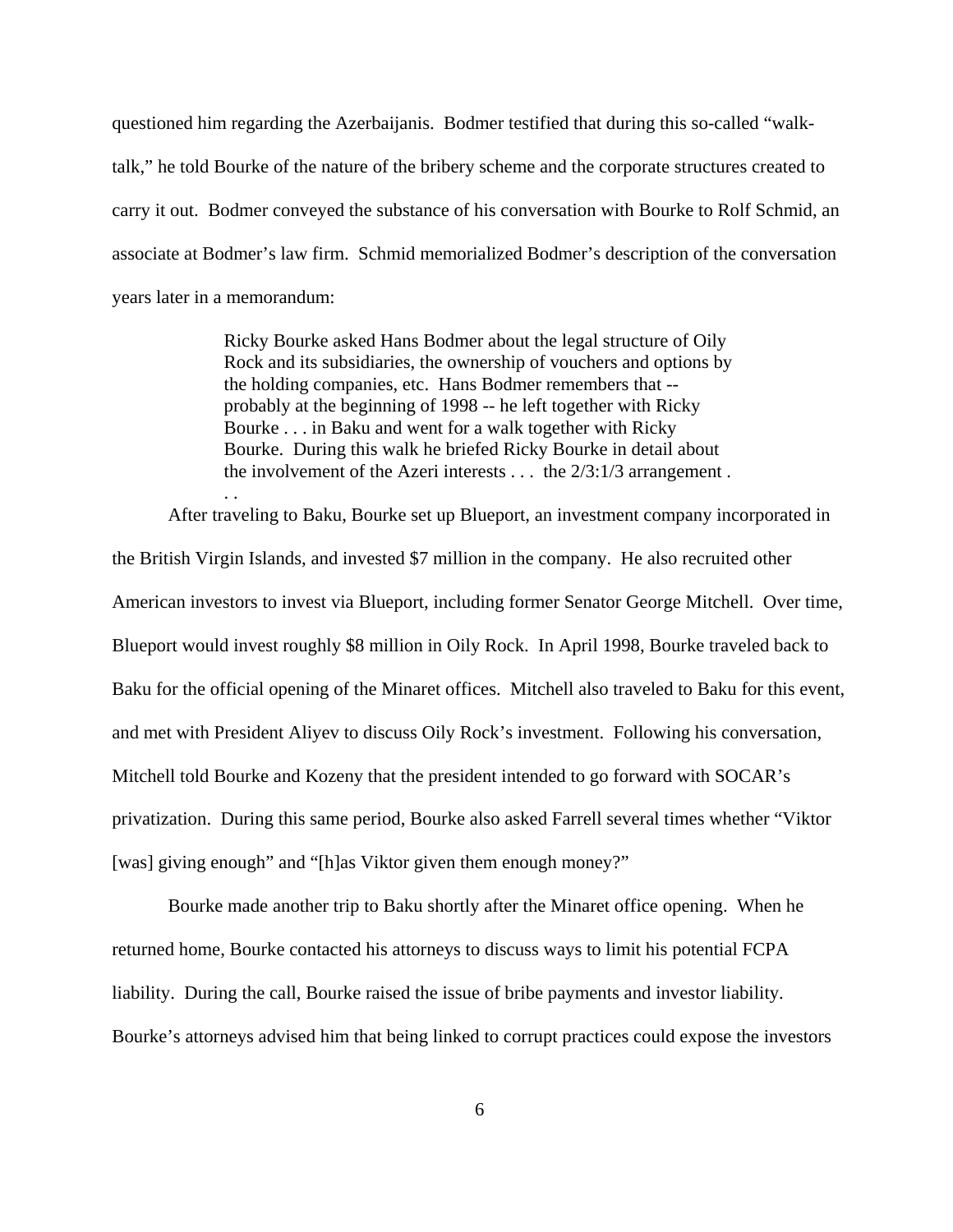questioned him regarding the Azerbaijanis. Bodmer testified that during this so-called "walk-talk," he told Bourke of the nature of the bribery scheme and the corporate structures created to carry it out. Bodmer conveyed the substance of his conversation with Bourke to Rolf Schmid, an associate at Bodmer's law firm. Schmid memorialized Bodmer's description of the conversation years later in a memorandum:

> Ricky Bourke asked Hans Bodmer about the legal structure of Oily Rock and its subsidiaries, the ownership of vouchers and options by the holding companies, etc. Hans Bodmer remembers that -- probably at the beginning of 1998 -- he left together with Ricky Bourke . . . in Baku and went for a walk together with Ricky Bourke. During this walk he briefed Ricky Bourke in detail about the involvement of the Azeri interests . . . the 2/3:1/3 arrangement . . .

After traveling to Baku, Bourke set up Blueport, an investment company incorporated in the British Virgin Islands, and invested $7 million in the company. He also recruited other American investors to invest via Blueport, including former Senator George Mitchell. Over time, Blueport would invest roughly $8 million in Oily Rock. In April 1998, Bourke traveled back to Baku for the official opening of the Minaret offices. Mitchell also traveled to Baku for this event, and met with President Aliyev to discuss Oily Rock's investment. Following his conversation, Mitchell told Bourke and Kozeny that the president intended to go forward with SOCAR's privatization. During this same period, Bourke also asked Farrell several times whether "Viktor [was] giving enough" and "[h]as Viktor given them enough money?"

Bourke made another trip to Baku shortly after the Minaret office opening. When he returned home, Bourke contacted his attorneys to discuss ways to limit his potential FCPA liability. During the call, Bourke raised the issue of bribe payments and investor liability. Bourke's attorneys advised him that being linked to corrupt practices could expose the investors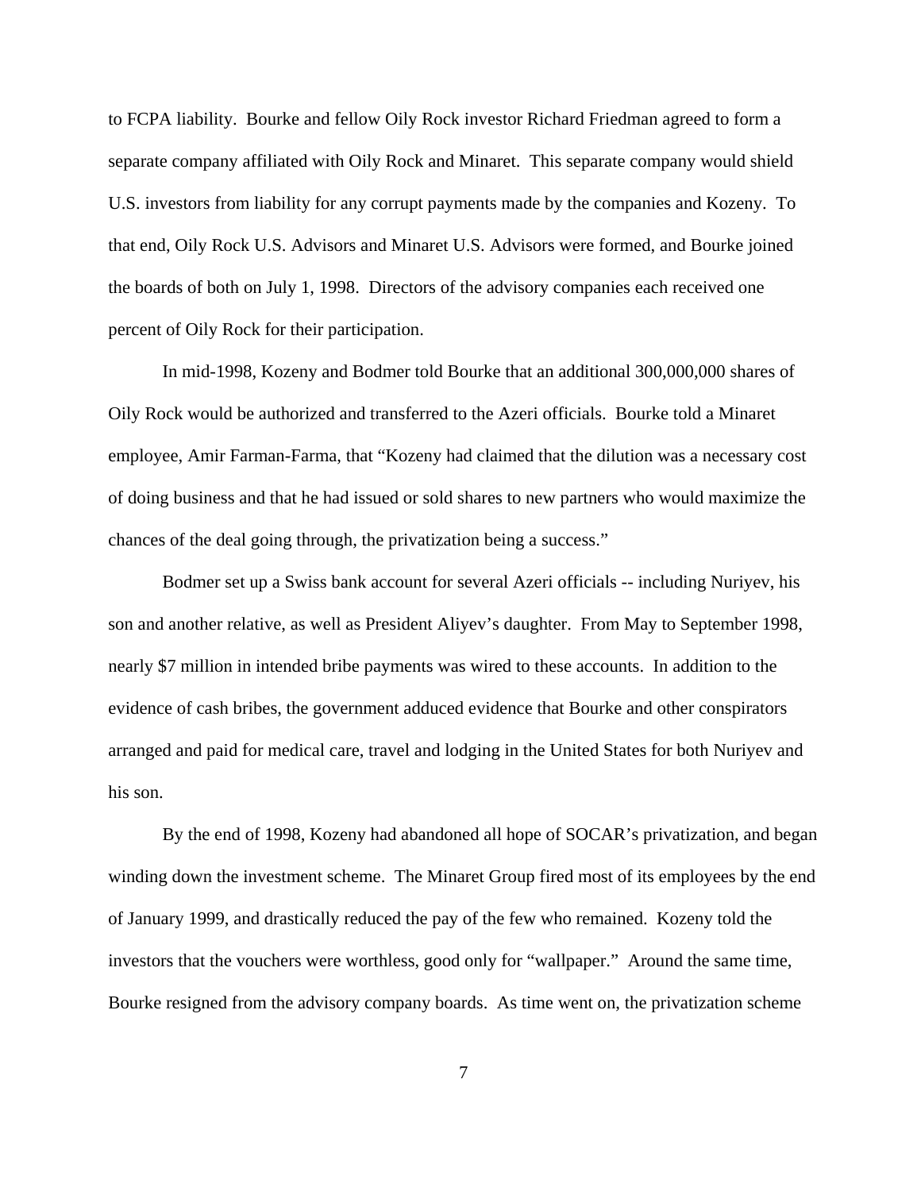to FCPA liability. Bourke and fellow Oily Rock investor Richard Friedman agreed to form a separate company affiliated with Oily Rock and Minaret. This separate company would shield U.S. investors from liability for any corrupt payments made by the companies and Kozeny. To that end, Oily Rock U.S. Advisors and Minaret U.S. Advisors were formed, and Bourke joined the boards of both on July 1, 1998. Directors of the advisory companies each received one percent of Oily Rock for their participation.

In mid-1998, Kozeny and Bodmer told Bourke that an additional 300,000,000 shares of Oily Rock would be authorized and transferred to the Azeri officials. Bourke told a Minaret employee, Amir Farman-Farma, that "Kozeny had claimed that the dilution was a necessary cost of doing business and that he had issued or sold shares to new partners who would maximize the chances of the deal going through, the privatization being a success."

Bodmer set up a Swiss bank account for several Azeri officials -- including Nuriyev, his son and another relative, as well as President Aliyev's daughter. From May to September 1998, nearly $7 million in intended bribe payments was wired to these accounts. In addition to the evidence of cash bribes, the government adduced evidence that Bourke and other conspirators arranged and paid for medical care, travel and lodging in the United States for both Nuriyev and his son.

By the end of 1998, Kozeny had abandoned all hope of SOCAR's privatization, and began winding down the investment scheme. The Minaret Group fired most of its employees by the end of January 1999, and drastically reduced the pay of the few who remained. Kozeny told the investors that the vouchers were worthless, good only for "wallpaper." Around the same time, Bourke resigned from the advisory company boards. As time went on, the privatization scheme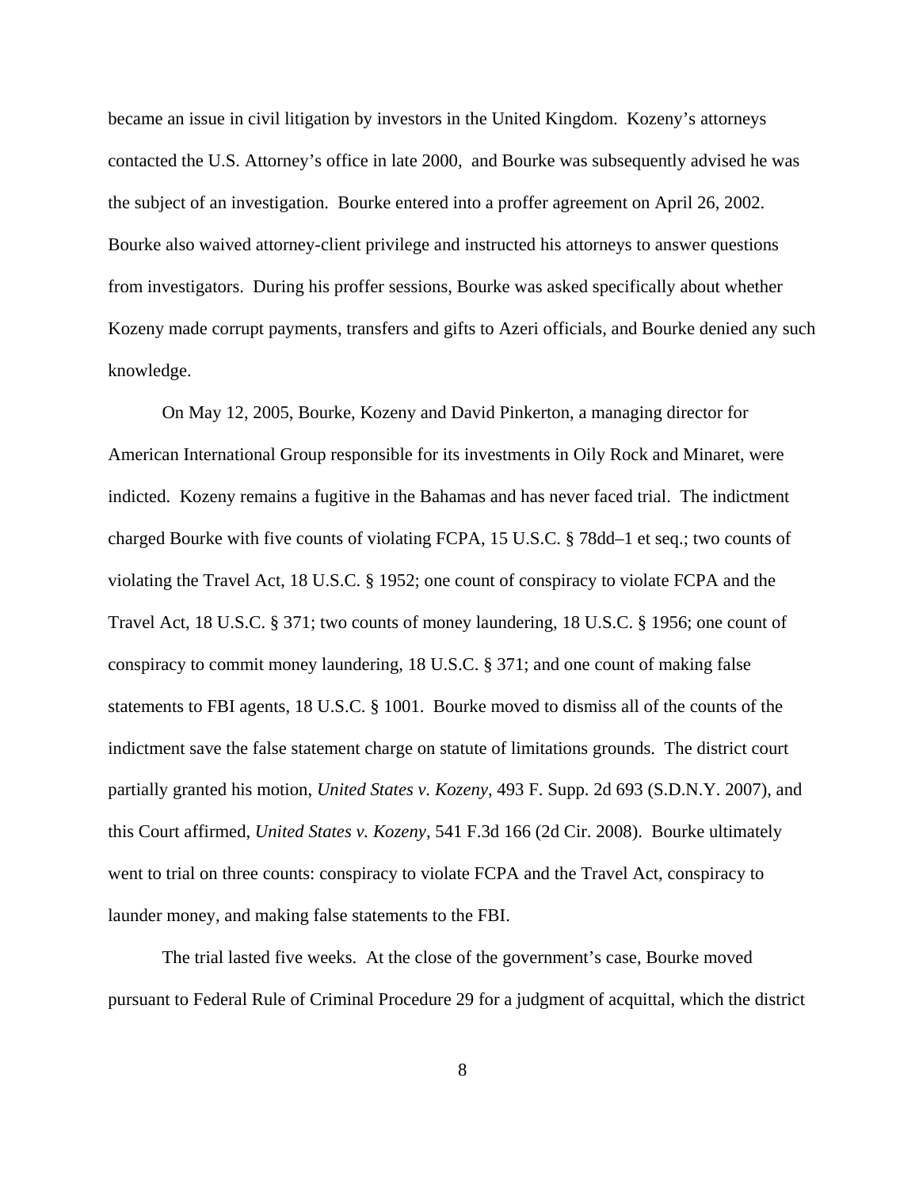became an issue in civil litigation by investors in the United Kingdom. Kozeny's attorneys contacted the U.S. Attorney's office in late 2000, and Bourke was subsequently advised he was the subject of an investigation. Bourke entered into a proffer agreement on April 26, 2002. Bourke also waived attorney-client privilege and instructed his attorneys to answer questions from investigators. During his proffer sessions, Bourke was asked specifically about whether Kozeny made corrupt payments, transfers and gifts to Azeri officials, and Bourke denied any such knowledge.

On May 12, 2005, Bourke, Kozeny and David Pinkerton, a managing director for American International Group responsible for its investments in Oily Rock and Minaret, were indicted. Kozeny remains a fugitive in the Bahamas and has never faced trial. The indictment charged Bourke with five counts of violating FCPA, 15 U.S.C. § 78dd–1 et seq.; two counts of violating the Travel Act, 18 U.S.C. § 1952; one count of conspiracy to violate FCPA and the Travel Act, 18 U.S.C. § 371; two counts of money laundering, 18 U.S.C. § 1956; one count of conspiracy to commit money laundering, 18 U.S.C. § 371; and one count of making false statements to FBI agents, 18 U.S.C. § 1001. Bourke moved to dismiss all of the counts of the indictment save the false statement charge on statute of limitations grounds. The district court partially granted his motion, *United States v. Kozeny*, 493 F. Supp. 2d 693 (S.D.N.Y. 2007), and this Court affirmed, *United States v. Kozeny*, 541 F.3d 166 (2d Cir. 2008). Bourke ultimately went to trial on three counts: conspiracy to violate FCPA and the Travel Act, conspiracy to launder money, and making false statements to the FBI.

The trial lasted five weeks. At the close of the government's case, Bourke moved pursuant to Federal Rule of Criminal Procedure 29 for a judgment of acquittal, which the district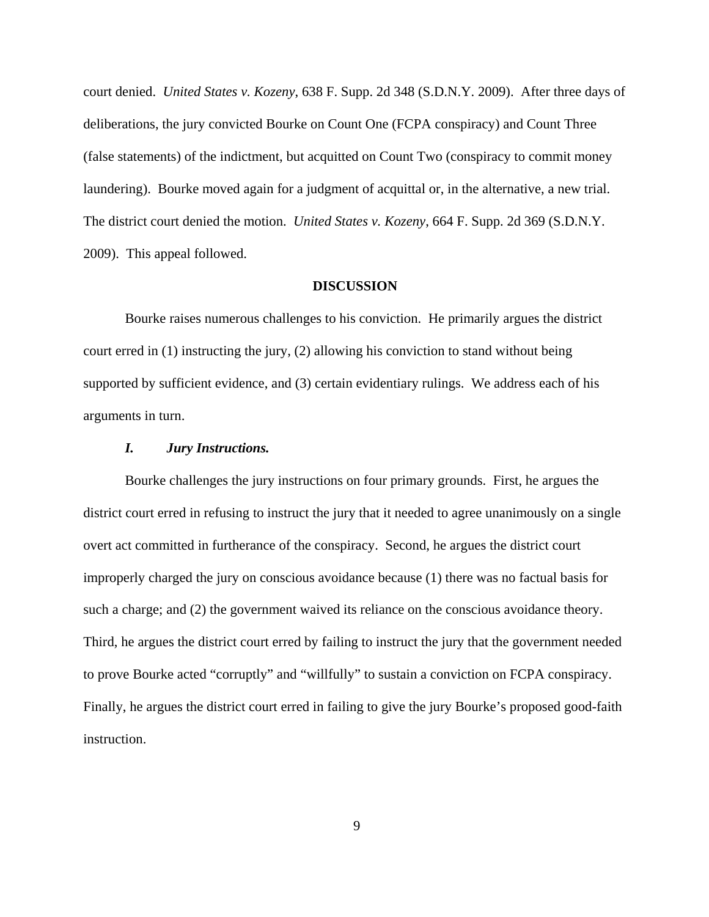court denied. *United States v. Kozeny*, 638 F. Supp. 2d 348 (S.D.N.Y. 2009). After three days of deliberations, the jury convicted Bourke on Count One (FCPA conspiracy) and Count Three (false statements) of the indictment, but acquitted on Count Two (conspiracy to commit money laundering). Bourke moved again for a judgment of acquittal or, in the alternative, a new trial. The district court denied the motion. *United States v. Kozeny*, 664 F. Supp. 2d 369 (S.D.N.Y. 2009). This appeal followed.

## DISCUSSION

Bourke raises numerous challenges to his conviction. He primarily argues the district court erred in (1) instructing the jury, (2) allowing his conviction to stand without being supported by sufficient evidence, and (3) certain evidentiary rulings. We address each of his arguments in turn.

### *I. Jury Instructions.*

Bourke challenges the jury instructions on four primary grounds. First, he argues the district court erred in refusing to instruct the jury that it needed to agree unanimously on a single overt act committed in furtherance of the conspiracy. Second, he argues the district court improperly charged the jury on conscious avoidance because (1) there was no factual basis for such a charge; and (2) the government waived its reliance on the conscious avoidance theory. Third, he argues the district court erred by failing to instruct the jury that the government needed to prove Bourke acted "corruptly" and "willfully" to sustain a conviction on FCPA conspiracy. Finally, he argues the district court erred in failing to give the jury Bourke's proposed good-faith instruction.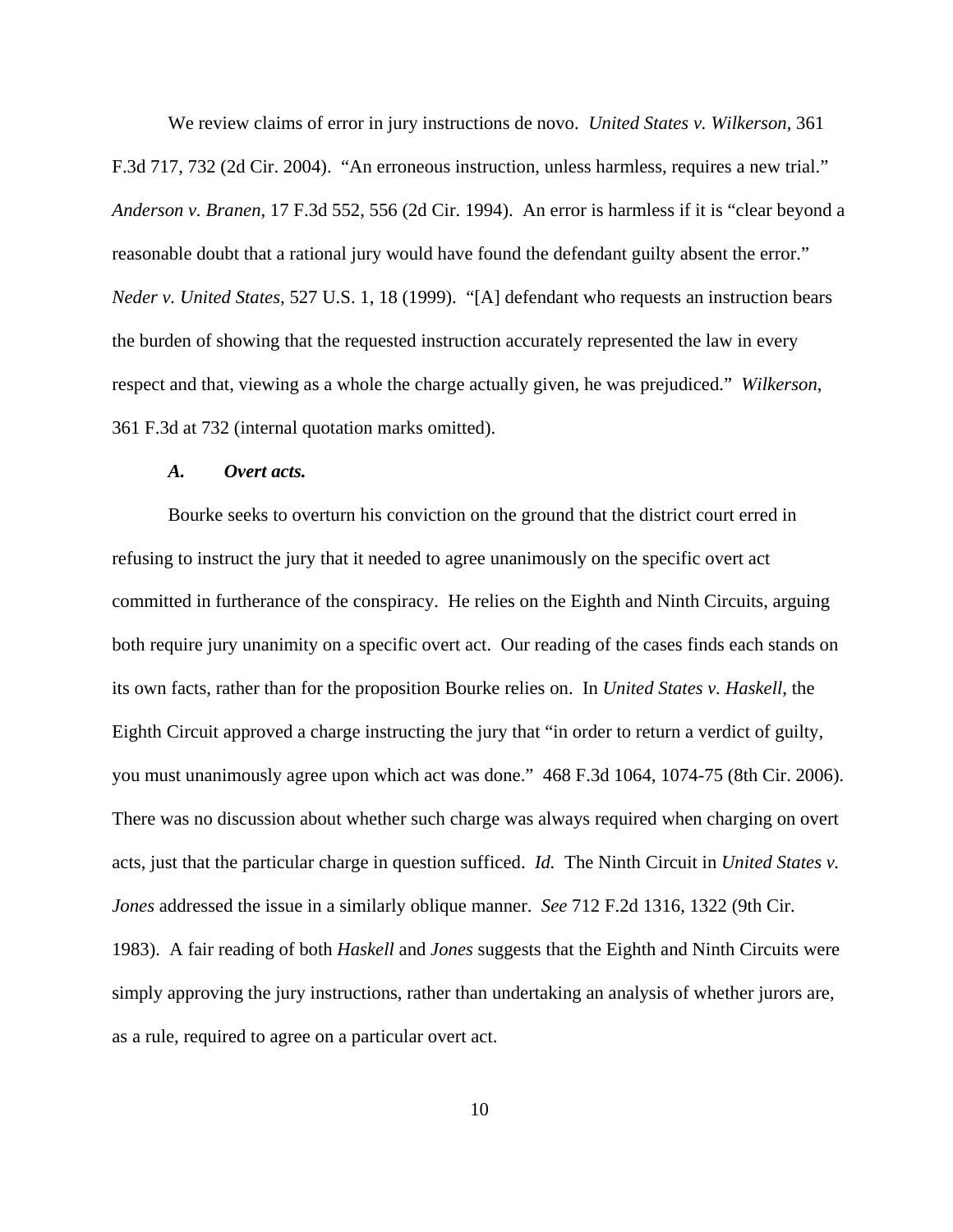We review claims of error in jury instructions de novo. *United States v. Wilkerson*, 361 F.3d 717, 732 (2d Cir. 2004). "An erroneous instruction, unless harmless, requires a new trial." *Anderson v. Branen*, 17 F.3d 552, 556 (2d Cir. 1994). An error is harmless if it is "clear beyond a reasonable doubt that a rational jury would have found the defendant guilty absent the error." *Neder v. United States*, 527 U.S. 1, 18 (1999). "[A] defendant who requests an instruction bears the burden of showing that the requested instruction accurately represented the law in every respect and that, viewing as a whole the charge actually given, he was prejudiced." *Wilkerson*, 361 F.3d at 732 (internal quotation marks omitted).

### *A. Overt acts.*

Bourke seeks to overturn his conviction on the ground that the district court erred in refusing to instruct the jury that it needed to agree unanimously on the specific overt act committed in furtherance of the conspiracy. He relies on the Eighth and Ninth Circuits, arguing both require jury unanimity on a specific overt act. Our reading of the cases finds each stands on its own facts, rather than for the proposition Bourke relies on. In *United States v. Haskell*, the Eighth Circuit approved a charge instructing the jury that "in order to return a verdict of guilty, you must unanimously agree upon which act was done." 468 F.3d 1064, 1074-75 (8th Cir. 2006). There was no discussion about whether such charge was always required when charging on overt acts, just that the particular charge in question sufficed. *Id.* The Ninth Circuit in *United States v. Jones* addressed the issue in a similarly oblique manner. *See* 712 F.2d 1316, 1322 (9th Cir. 1983). A fair reading of both *Haskell* and *Jones* suggests that the Eighth and Ninth Circuits were simply approving the jury instructions, rather than undertaking an analysis of whether jurors are, as a rule, required to agree on a particular overt act.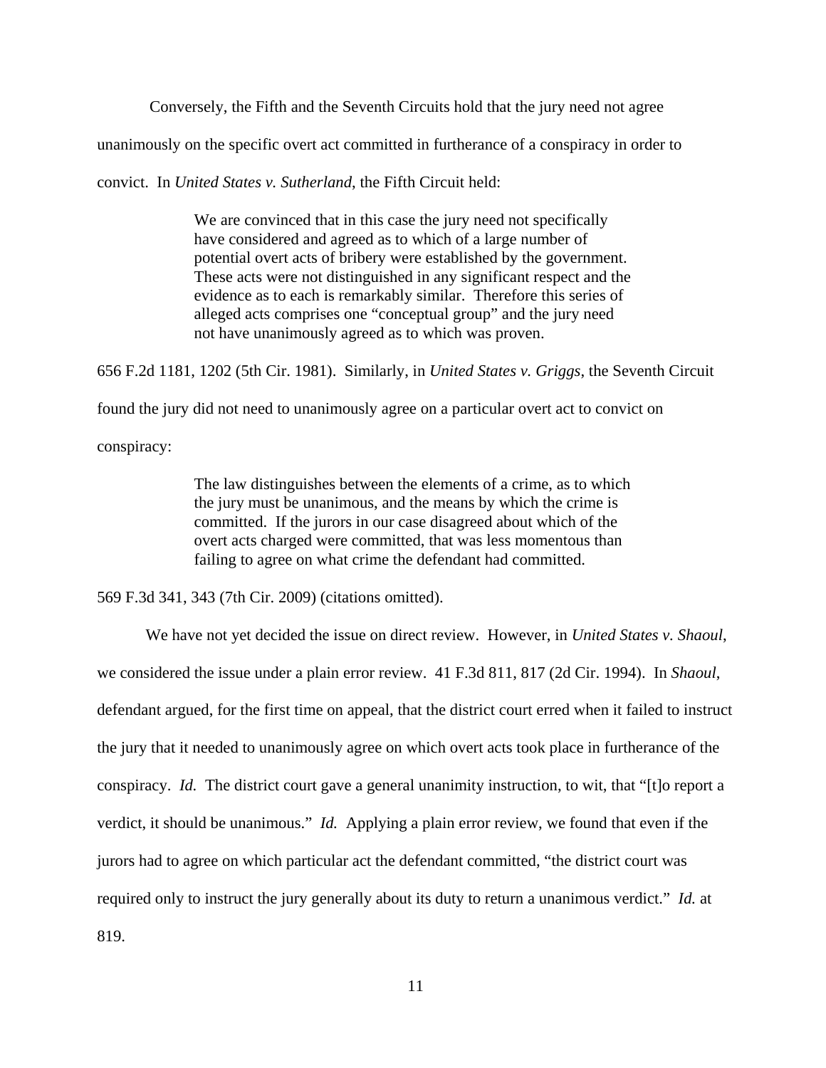Conversely, the Fifth and the Seventh Circuits hold that the jury need not agree unanimously on the specific overt act committed in furtherance of a conspiracy in order to convict. In *United States v. Sutherland*, the Fifth Circuit held:

> We are convinced that in this case the jury need not specifically have considered and agreed as to which of a large number of potential overt acts of bribery were established by the government. These acts were not distinguished in any significant respect and the evidence as to each is remarkably similar. Therefore this series of alleged acts comprises one "conceptual group" and the jury need not have unanimously agreed as to which was proven.

656 F.2d 1181, 1202 (5th Cir. 1981). Similarly, in *United States v. Griggs*, the Seventh Circuit found the jury did not need to unanimously agree on a particular overt act to convict on conspiracy:

> The law distinguishes between the elements of a crime, as to which the jury must be unanimous, and the means by which the crime is committed. If the jurors in our case disagreed about which of the overt acts charged were committed, that was less momentous than failing to agree on what crime the defendant had committed.

569 F.3d 341, 343 (7th Cir. 2009) (citations omitted).

We have not yet decided the issue on direct review. However, in *United States v. Shaoul*, we considered the issue under a plain error review. 41 F.3d 811, 817 (2d Cir. 1994). In *Shaoul*, defendant argued, for the first time on appeal, that the district court erred when it failed to instruct the jury that it needed to unanimously agree on which overt acts took place in furtherance of the conspiracy. *Id.* The district court gave a general unanimity instruction, to wit, that "[t]o report a verdict, it should be unanimous." *Id.* Applying a plain error review, we found that even if the jurors had to agree on which particular act the defendant committed, "the district court was required only to instruct the jury generally about its duty to return a unanimous verdict." *Id.* at 819.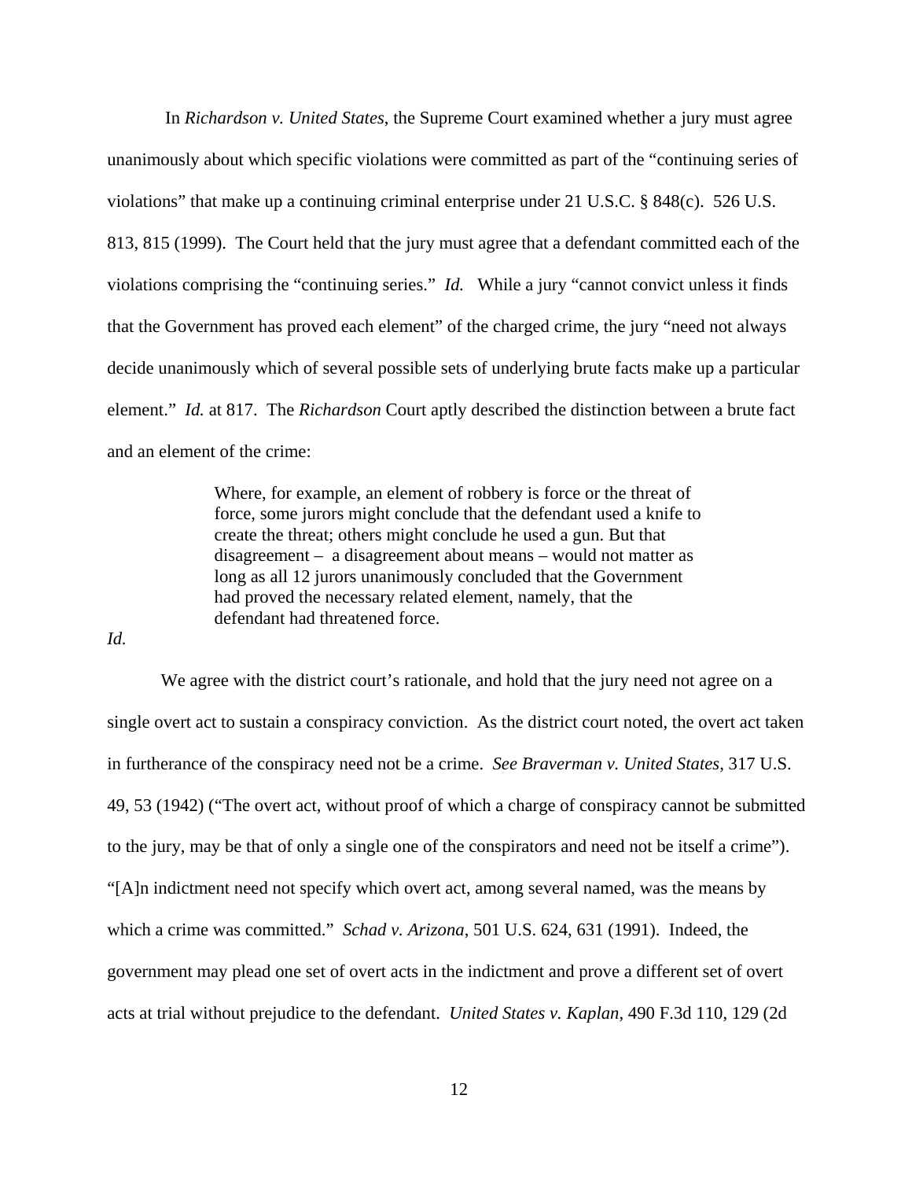In *Richardson v. United States*, the Supreme Court examined whether a jury must agree unanimously about which specific violations were committed as part of the "continuing series of violations" that make up a continuing criminal enterprise under 21 U.S.C. § 848(c). 526 U.S. 813, 815 (1999). The Court held that the jury must agree that a defendant committed each of the violations comprising the "continuing series." *Id.* While a jury "cannot convict unless it finds that the Government has proved each element" of the charged crime, the jury "need not always decide unanimously which of several possible sets of underlying brute facts make up a particular element." *Id.* at 817. The *Richardson* Court aptly described the distinction between a brute fact and an element of the crime:

> Where, for example, an element of robbery is force or the threat of force, some jurors might conclude that the defendant used a knife to create the threat; others might conclude he used a gun. But that disagreement – a disagreement about means – would not matter as long as all 12 jurors unanimously concluded that the Government had proved the necessary related element, namely, that the defendant had threatened force.

*Id.*

We agree with the district court's rationale, and hold that the jury need not agree on a single overt act to sustain a conspiracy conviction. As the district court noted, the overt act taken in furtherance of the conspiracy need not be a crime. *See Braverman v. United States*, 317 U.S. 49, 53 (1942) ("The overt act, without proof of which a charge of conspiracy cannot be submitted to the jury, may be that of only a single one of the conspirators and need not be itself a crime"). "[A]n indictment need not specify which overt act, among several named, was the means by which a crime was committed." *Schad v. Arizona*, 501 U.S. 624, 631 (1991). Indeed, the government may plead one set of overt acts in the indictment and prove a different set of overt acts at trial without prejudice to the defendant. *United States v. Kaplan*, 490 F.3d 110, 129 (2d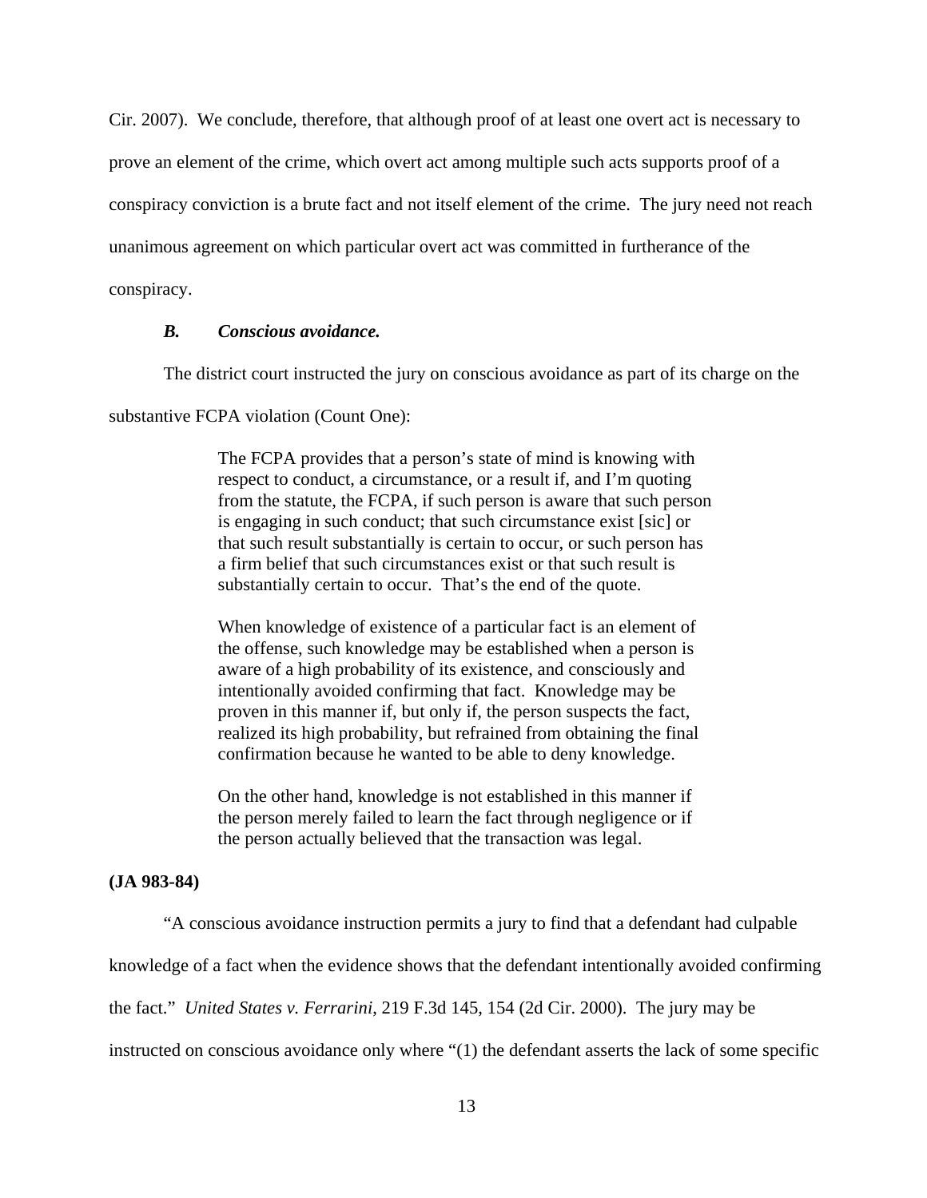Cir. 2007). We conclude, therefore, that although proof of at least one overt act is necessary to prove an element of the crime, which overt act among multiple such acts supports proof of a conspiracy conviction is a brute fact and not itself element of the crime. The jury need not reach unanimous agreement on which particular overt act was committed in furtherance of the conspiracy.

### *B. Conscious avoidance.*

The district court instructed the jury on conscious avoidance as part of its charge on the substantive FCPA violation (Count One):

> The FCPA provides that a person's state of mind is knowing with respect to conduct, a circumstance, or a result if, and I'm quoting from the statute, the FCPA, if such person is aware that such person is engaging in such conduct; that such circumstance exist [sic] or that such result substantially is certain to occur, or such person has a firm belief that such circumstances exist or that such result is substantially certain to occur. That's the end of the quote.
>
> When knowledge of existence of a particular fact is an element of the offense, such knowledge may be established when a person is aware of a high probability of its existence, and consciously and intentionally avoided confirming that fact. Knowledge may be proven in this manner if, but only if, the person suspects the fact, realized its high probability, but refrained from obtaining the final confirmation because he wanted to be able to deny knowledge.
>
> On the other hand, knowledge is not established in this manner if the person merely failed to learn the fact through negligence or if the person actually believed that the transaction was legal.

**(JA 983-84)**

"A conscious avoidance instruction permits a jury to find that a defendant had culpable knowledge of a fact when the evidence shows that the defendant intentionally avoided confirming the fact." *United States v. Ferrarini*, 219 F.3d 145, 154 (2d Cir. 2000). The jury may be instructed on conscious avoidance only where "(1) the defendant asserts the lack of some specific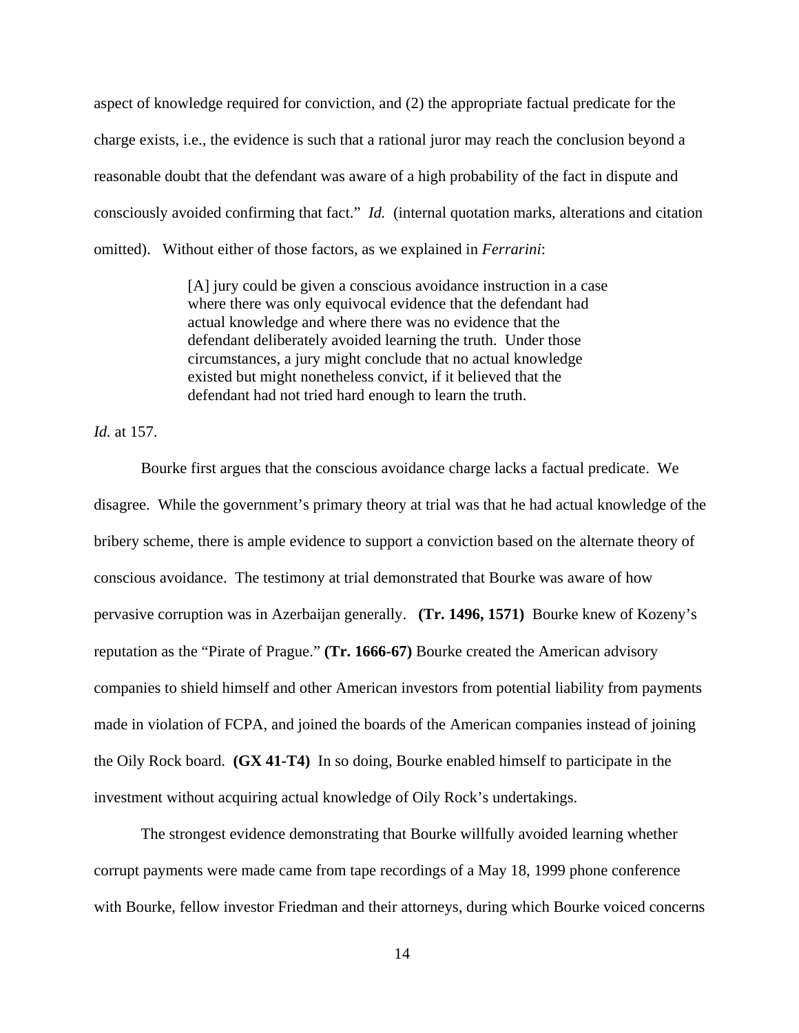aspect of knowledge required for conviction, and (2) the appropriate factual predicate for the charge exists, i.e., the evidence is such that a rational juror may reach the conclusion beyond a reasonable doubt that the defendant was aware of a high probability of the fact in dispute and consciously avoided confirming that fact." *Id.* (internal quotation marks, alterations and citation omitted). Without either of those factors, as we explained in *Ferrarini*:

> [A] jury could be given a conscious avoidance instruction in a case where there was only equivocal evidence that the defendant had actual knowledge and where there was no evidence that the defendant deliberately avoided learning the truth. Under those circumstances, a jury might conclude that no actual knowledge existed but might nonetheless convict, if it believed that the defendant had not tried hard enough to learn the truth.

*Id.* at 157.

Bourke first argues that the conscious avoidance charge lacks a factual predicate. We disagree. While the government's primary theory at trial was that he had actual knowledge of the bribery scheme, there is ample evidence to support a conviction based on the alternate theory of conscious avoidance. The testimony at trial demonstrated that Bourke was aware of how pervasive corruption was in Azerbaijan generally. **(Tr. 1496, 1571)** Bourke knew of Kozeny's reputation as the "Pirate of Prague." **(Tr. 1666-67)** Bourke created the American advisory companies to shield himself and other American investors from potential liability from payments made in violation of FCPA, and joined the boards of the American companies instead of joining the Oily Rock board. **(GX 41-T4)** In so doing, Bourke enabled himself to participate in the investment without acquiring actual knowledge of Oily Rock's undertakings.

The strongest evidence demonstrating that Bourke willfully avoided learning whether corrupt payments were made came from tape recordings of a May 18, 1999 phone conference with Bourke, fellow investor Friedman and their attorneys, during which Bourke voiced concerns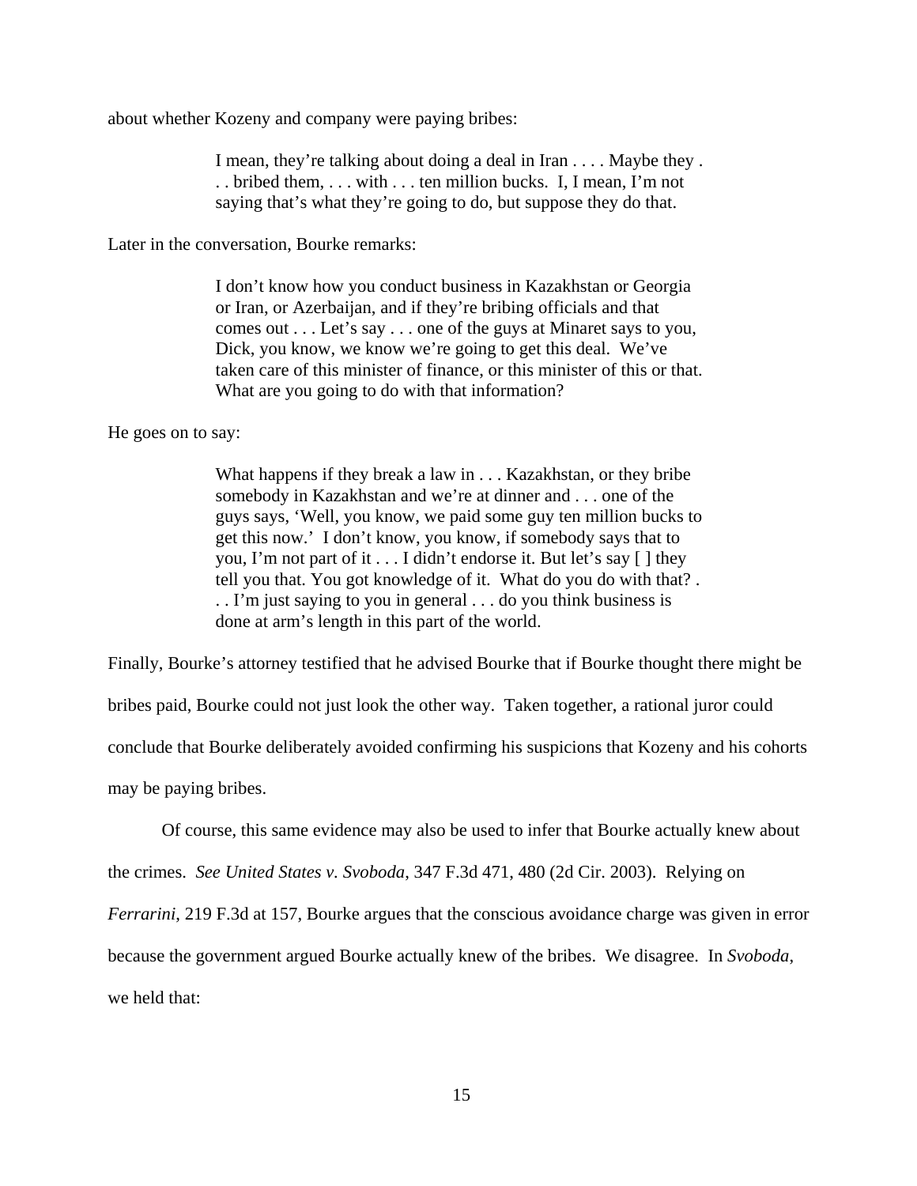about whether Kozeny and company were paying bribes:

> I mean, they're talking about doing a deal in Iran . . . . Maybe they . . . bribed them, . . . with . . . ten million bucks. I, I mean, I'm not saying that's what they're going to do, but suppose they do that.

Later in the conversation, Bourke remarks:

> I don't know how you conduct business in Kazakhstan or Georgia or Iran, or Azerbaijan, and if they're bribing officials and that comes out . . . Let's say . . . one of the guys at Minaret says to you, Dick, you know, we know we're going to get this deal. We've taken care of this minister of finance, or this minister of this or that. What are you going to do with that information?

He goes on to say:

> What happens if they break a law in . . . Kazakhstan, or they bribe somebody in Kazakhstan and we're at dinner and . . . one of the guys says, 'Well, you know, we paid some guy ten million bucks to get this now.' I don't know, you know, if somebody says that to you, I'm not part of it . . . I didn't endorse it. But let's say [ ] they tell you that. You got knowledge of it. What do you do with that? . . . I'm just saying to you in general . . . do you think business is done at arm's length in this part of the world.

Finally, Bourke's attorney testified that he advised Bourke that if Bourke thought there might be bribes paid, Bourke could not just look the other way. Taken together, a rational juror could conclude that Bourke deliberately avoided confirming his suspicions that Kozeny and his cohorts may be paying bribes.

Of course, this same evidence may also be used to infer that Bourke actually knew about the crimes. *See United States v. Svoboda*, 347 F.3d 471, 480 (2d Cir. 2003). Relying on *Ferrarini*, 219 F.3d at 157, Bourke argues that the conscious avoidance charge was given in error because the government argued Bourke actually knew of the bribes. We disagree. In *Svoboda*, we held that: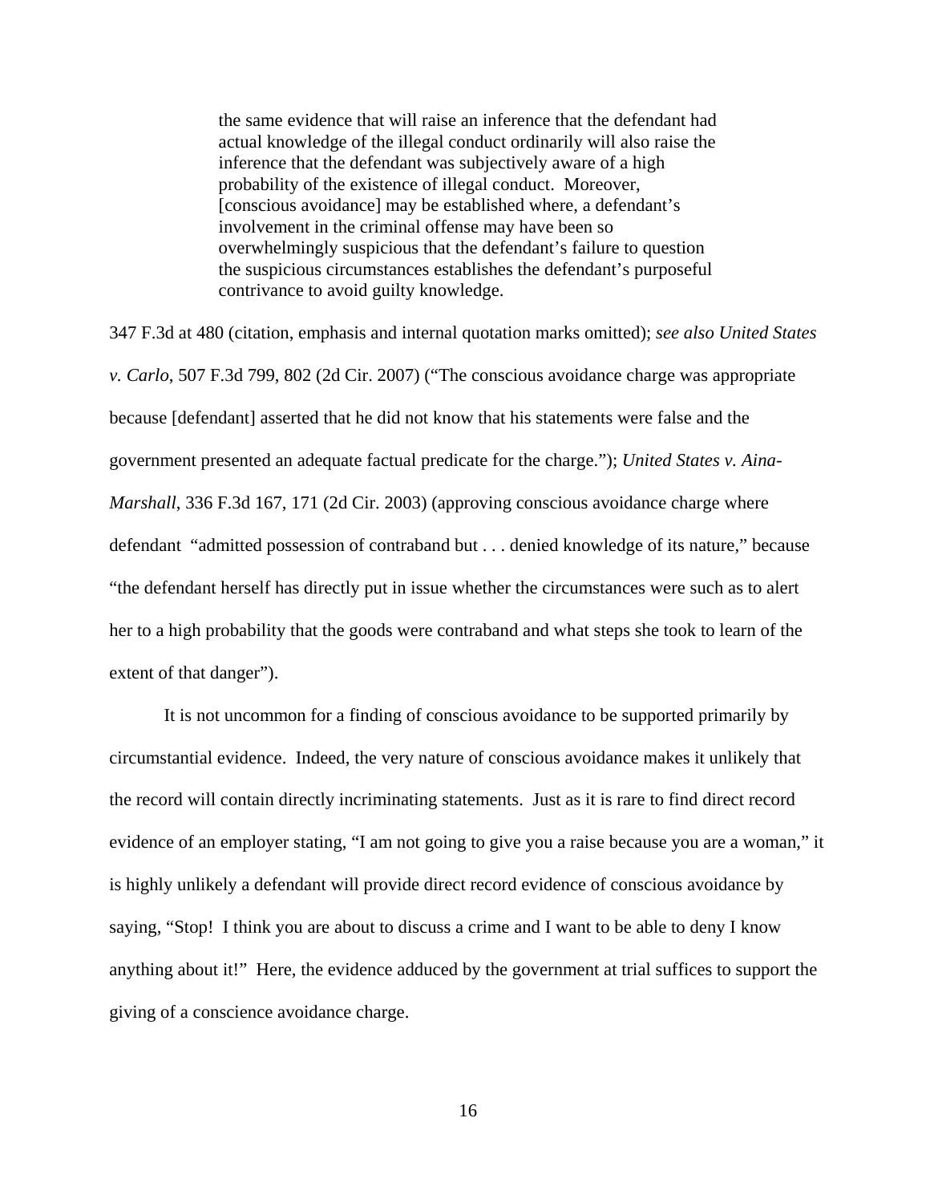> the same evidence that will raise an inference that the defendant had actual knowledge of the illegal conduct ordinarily will also raise the inference that the defendant was subjectively aware of a high probability of the existence of illegal conduct. Moreover, [conscious avoidance] may be established where, a defendant's involvement in the criminal offense may have been so overwhelmingly suspicious that the defendant's failure to question the suspicious circumstances establishes the defendant's purposeful contrivance to avoid guilty knowledge.

347 F.3d at 480 (citation, emphasis and internal quotation marks omitted); *see also United States v. Carlo*, 507 F.3d 799, 802 (2d Cir. 2007) ("The conscious avoidance charge was appropriate because [defendant] asserted that he did not know that his statements were false and the government presented an adequate factual predicate for the charge."); *United States v. Aina-Marshall*, 336 F.3d 167, 171 (2d Cir. 2003) (approving conscious avoidance charge where defendant "admitted possession of contraband but . . . denied knowledge of its nature," because "the defendant herself has directly put in issue whether the circumstances were such as to alert her to a high probability that the goods were contraband and what steps she took to learn of the extent of that danger").

It is not uncommon for a finding of conscious avoidance to be supported primarily by circumstantial evidence. Indeed, the very nature of conscious avoidance makes it unlikely that the record will contain directly incriminating statements. Just as it is rare to find direct record evidence of an employer stating, "I am not going to give you a raise because you are a woman," it is highly unlikely a defendant will provide direct record evidence of conscious avoidance by saying, "Stop! I think you are about to discuss a crime and I want to be able to deny I know anything about it!" Here, the evidence adduced by the government at trial suffices to support the giving of a conscience avoidance charge.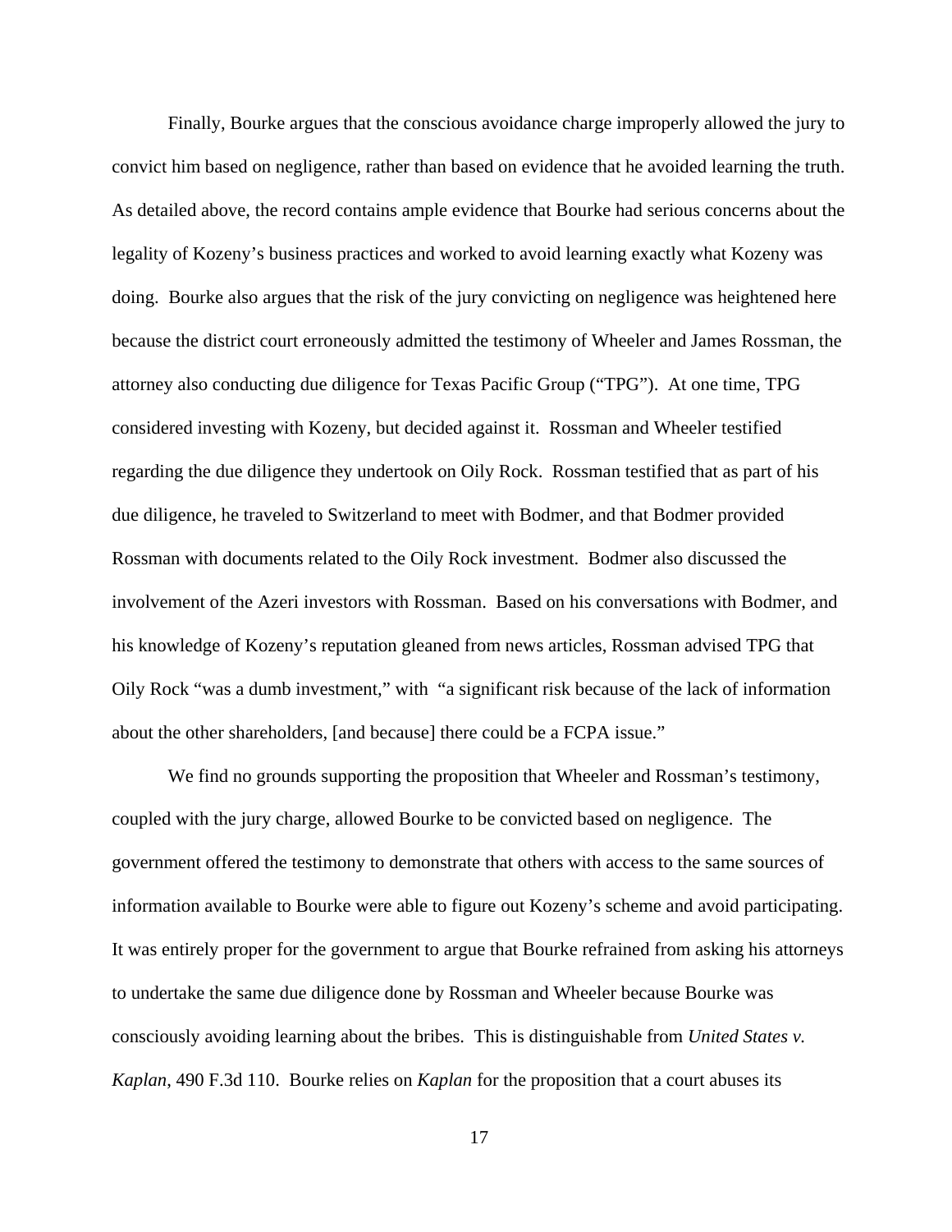Finally, Bourke argues that the conscious avoidance charge improperly allowed the jury to convict him based on negligence, rather than based on evidence that he avoided learning the truth. As detailed above, the record contains ample evidence that Bourke had serious concerns about the legality of Kozeny's business practices and worked to avoid learning exactly what Kozeny was doing. Bourke also argues that the risk of the jury convicting on negligence was heightened here because the district court erroneously admitted the testimony of Wheeler and James Rossman, the attorney also conducting due diligence for Texas Pacific Group ("TPG"). At one time, TPG considered investing with Kozeny, but decided against it. Rossman and Wheeler testified regarding the due diligence they undertook on Oily Rock. Rossman testified that as part of his due diligence, he traveled to Switzerland to meet with Bodmer, and that Bodmer provided Rossman with documents related to the Oily Rock investment. Bodmer also discussed the involvement of the Azeri investors with Rossman. Based on his conversations with Bodmer, and his knowledge of Kozeny's reputation gleaned from news articles, Rossman advised TPG that Oily Rock "was a dumb investment," with "a significant risk because of the lack of information about the other shareholders, [and because] there could be a FCPA issue."

We find no grounds supporting the proposition that Wheeler and Rossman's testimony, coupled with the jury charge, allowed Bourke to be convicted based on negligence. The government offered the testimony to demonstrate that others with access to the same sources of information available to Bourke were able to figure out Kozeny's scheme and avoid participating. It was entirely proper for the government to argue that Bourke refrained from asking his attorneys to undertake the same due diligence done by Rossman and Wheeler because Bourke was consciously avoiding learning about the bribes. This is distinguishable from *United States v. Kaplan*, 490 F.3d 110. Bourke relies on *Kaplan* for the proposition that a court abuses its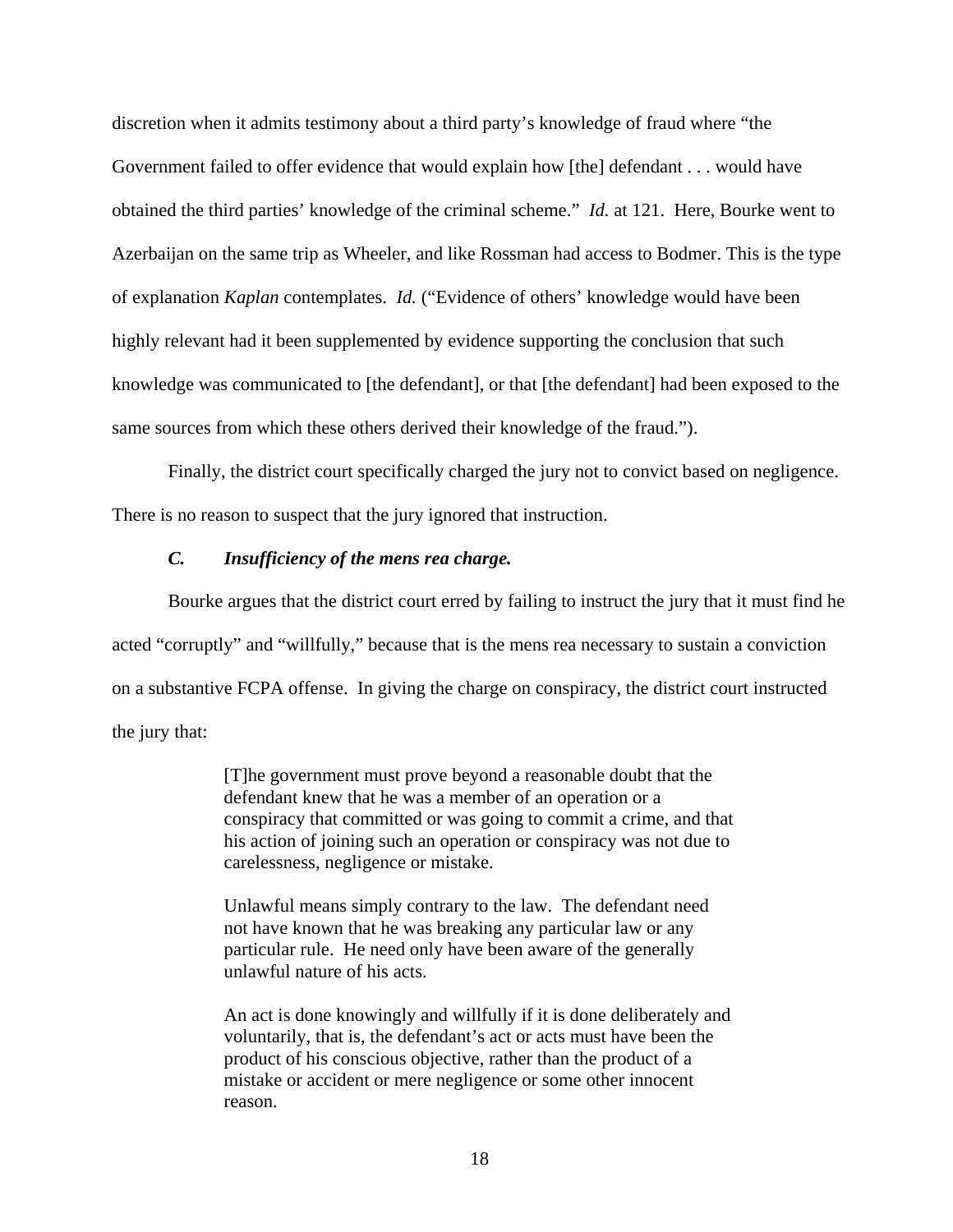discretion when it admits testimony about a third party's knowledge of fraud where "the Government failed to offer evidence that would explain how [the] defendant . . . would have obtained the third parties' knowledge of the criminal scheme." *Id.* at 121. Here, Bourke went to Azerbaijan on the same trip as Wheeler, and like Rossman had access to Bodmer. This is the type of explanation *Kaplan* contemplates. *Id.* ("Evidence of others' knowledge would have been highly relevant had it been supplemented by evidence supporting the conclusion that such knowledge was communicated to [the defendant], or that [the defendant] had been exposed to the same sources from which these others derived their knowledge of the fraud.").

Finally, the district court specifically charged the jury not to convict based on negligence. There is no reason to suspect that the jury ignored that instruction.

### *C. Insufficiency of the mens rea charge.*

Bourke argues that the district court erred by failing to instruct the jury that it must find he acted "corruptly" and "willfully," because that is the mens rea necessary to sustain a conviction on a substantive FCPA offense. In giving the charge on conspiracy, the district court instructed the jury that:

> [T]he government must prove beyond a reasonable doubt that the defendant knew that he was a member of an operation or a conspiracy that committed or was going to commit a crime, and that his action of joining such an operation or conspiracy was not due to carelessness, negligence or mistake.
>
> Unlawful means simply contrary to the law. The defendant need not have known that he was breaking any particular law or any particular rule. He need only have been aware of the generally unlawful nature of his acts.
>
> An act is done knowingly and willfully if it is done deliberately and voluntarily, that is, the defendant's act or acts must have been the product of his conscious objective, rather than the product of a mistake or accident or mere negligence or some other innocent reason.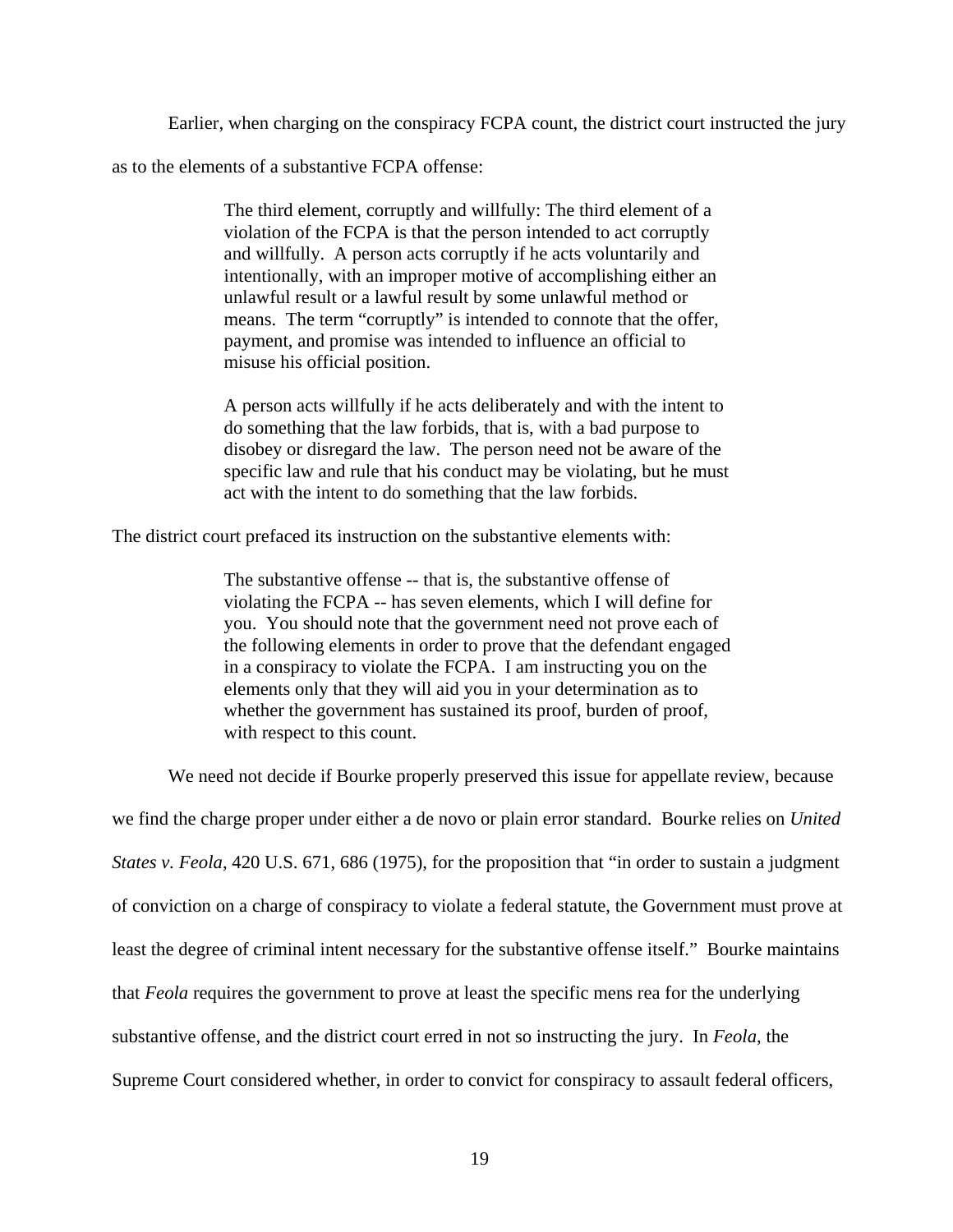Earlier, when charging on the conspiracy FCPA count, the district court instructed the jury as to the elements of a substantive FCPA offense:

> The third element, corruptly and willfully: The third element of a violation of the FCPA is that the person intended to act corruptly and willfully. A person acts corruptly if he acts voluntarily and intentionally, with an improper motive of accomplishing either an unlawful result or a lawful result by some unlawful method or means. The term "corruptly" is intended to connote that the offer, payment, and promise was intended to influence an official to misuse his official position.
>
> A person acts willfully if he acts deliberately and with the intent to do something that the law forbids, that is, with a bad purpose to disobey or disregard the law. The person need not be aware of the specific law and rule that his conduct may be violating, but he must act with the intent to do something that the law forbids.

The district court prefaced its instruction on the substantive elements with:

> The substantive offense -- that is, the substantive offense of violating the FCPA -- has seven elements, which I will define for you. You should note that the government need not prove each of the following elements in order to prove that the defendant engaged in a conspiracy to violate the FCPA. I am instructing you on the elements only that they will aid you in your determination as to whether the government has sustained its proof, burden of proof, with respect to this count.

We need not decide if Bourke properly preserved this issue for appellate review, because we find the charge proper under either a de novo or plain error standard. Bourke relies on *United States v. Feola*, 420 U.S. 671, 686 (1975), for the proposition that "in order to sustain a judgment of conviction on a charge of conspiracy to violate a federal statute, the Government must prove at least the degree of criminal intent necessary for the substantive offense itself." Bourke maintains that *Feola* requires the government to prove at least the specific mens rea for the underlying substantive offense, and the district court erred in not so instructing the jury. In *Feola*, the Supreme Court considered whether, in order to convict for conspiracy to assault federal officers,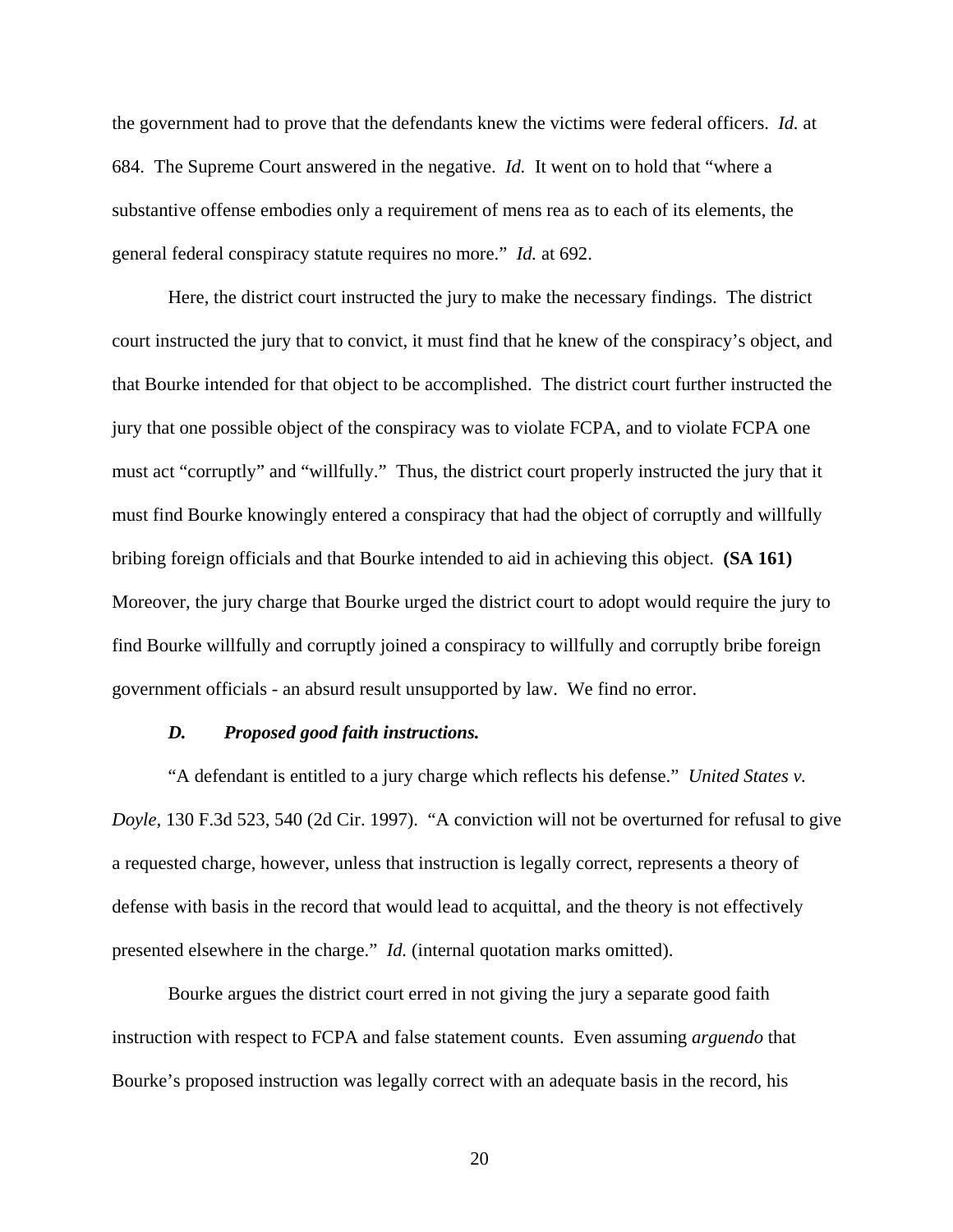the government had to prove that the defendants knew the victims were federal officers. *Id.* at 684. The Supreme Court answered in the negative. *Id.* It went on to hold that "where a substantive offense embodies only a requirement of mens rea as to each of its elements, the general federal conspiracy statute requires no more." *Id.* at 692.

Here, the district court instructed the jury to make the necessary findings. The district court instructed the jury that to convict, it must find that he knew of the conspiracy's object, and that Bourke intended for that object to be accomplished. The district court further instructed the jury that one possible object of the conspiracy was to violate FCPA, and to violate FCPA one must act "corruptly" and "willfully." Thus, the district court properly instructed the jury that it must find Bourke knowingly entered a conspiracy that had the object of corruptly and willfully bribing foreign officials and that Bourke intended to aid in achieving this object. **(SA 161)** Moreover, the jury charge that Bourke urged the district court to adopt would require the jury to find Bourke willfully and corruptly joined a conspiracy to willfully and corruptly bribe foreign government officials - an absurd result unsupported by law. We find no error.

### *D. Proposed good faith instructions.*

"A defendant is entitled to a jury charge which reflects his defense." *United States v. Doyle*, 130 F.3d 523, 540 (2d Cir. 1997). "A conviction will not be overturned for refusal to give a requested charge, however, unless that instruction is legally correct, represents a theory of defense with basis in the record that would lead to acquittal, and the theory is not effectively presented elsewhere in the charge." *Id.* (internal quotation marks omitted).

Bourke argues the district court erred in not giving the jury a separate good faith instruction with respect to FCPA and false statement counts. Even assuming *arguendo* that Bourke's proposed instruction was legally correct with an adequate basis in the record, his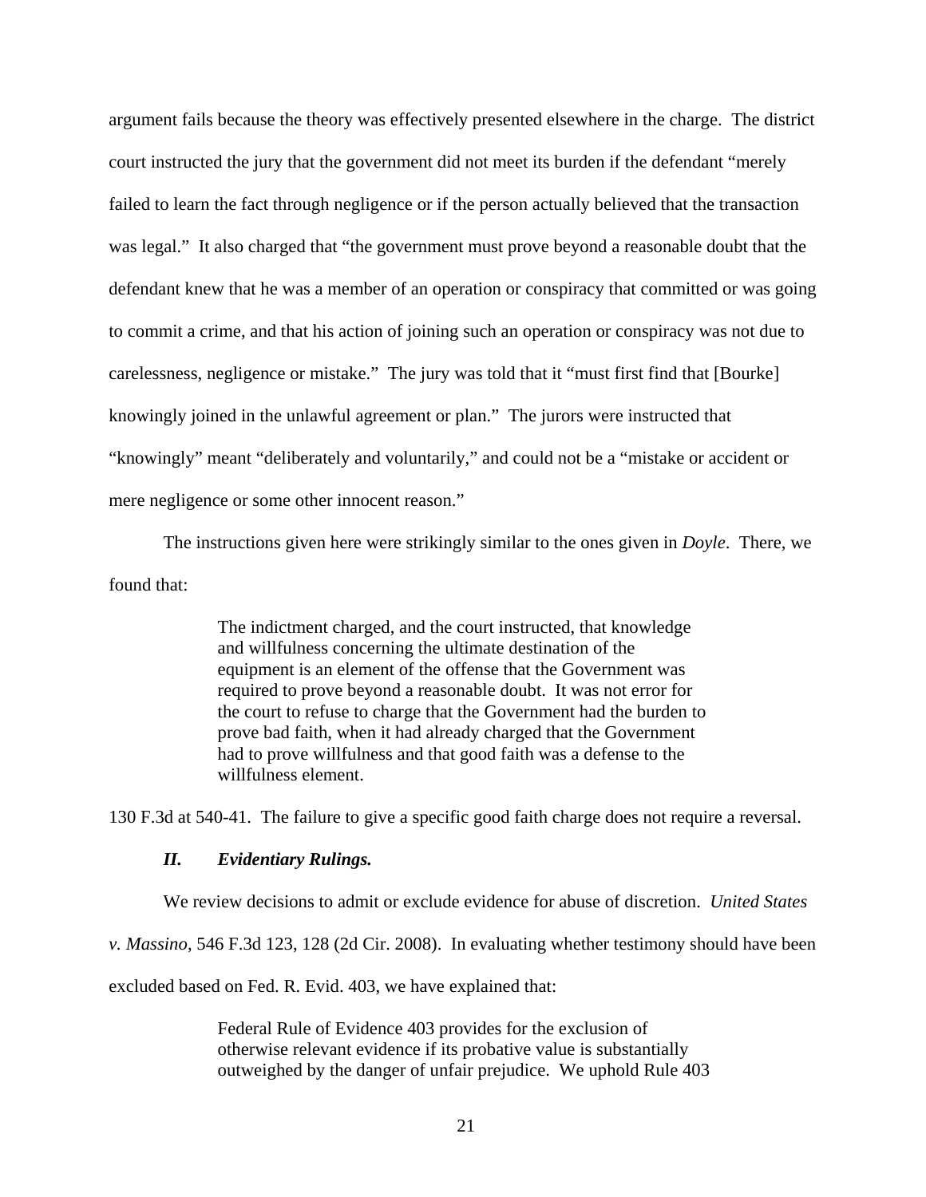argument fails because the theory was effectively presented elsewhere in the charge. The district court instructed the jury that the government did not meet its burden if the defendant "merely failed to learn the fact through negligence or if the person actually believed that the transaction was legal." It also charged that "the government must prove beyond a reasonable doubt that the defendant knew that he was a member of an operation or conspiracy that committed or was going to commit a crime, and that his action of joining such an operation or conspiracy was not due to carelessness, negligence or mistake." The jury was told that it "must first find that [Bourke] knowingly joined in the unlawful agreement or plan." The jurors were instructed that "knowingly" meant "deliberately and voluntarily," and could not be a "mistake or accident or mere negligence or some other innocent reason."

The instructions given here were strikingly similar to the ones given in *Doyle*. There, we found that:

> The indictment charged, and the court instructed, that knowledge and willfulness concerning the ultimate destination of the equipment is an element of the offense that the Government was required to prove beyond a reasonable doubt. It was not error for the court to refuse to charge that the Government had the burden to prove bad faith, when it had already charged that the Government had to prove willfulness and that good faith was a defense to the willfulness element.

130 F.3d at 540-41. The failure to give a specific good faith charge does not require a reversal.

### ***II. Evidentiary Rulings.***

We review decisions to admit or exclude evidence for abuse of discretion. *United States v. Massino*, 546 F.3d 123, 128 (2d Cir. 2008). In evaluating whether testimony should have been excluded based on Fed. R. Evid. 403, we have explained that:

> Federal Rule of Evidence 403 provides for the exclusion of otherwise relevant evidence if its probative value is substantially outweighed by the danger of unfair prejudice. We uphold Rule 403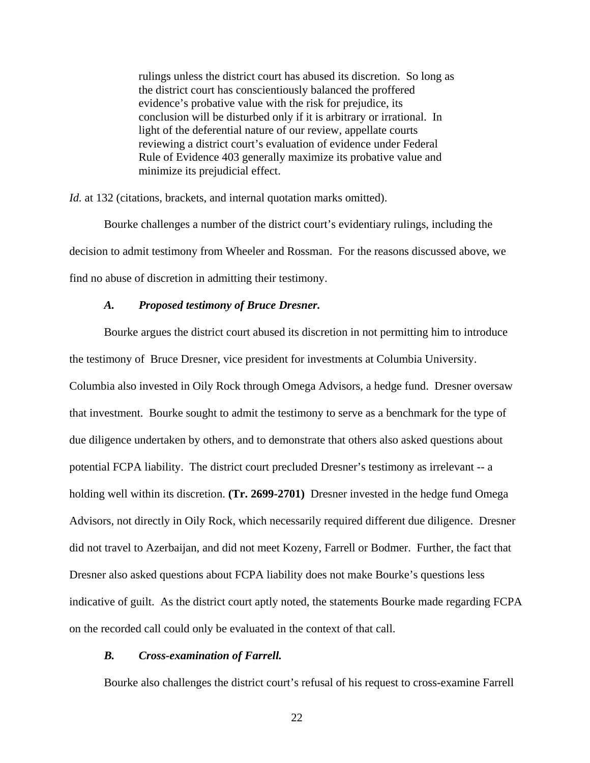> rulings unless the district court has abused its discretion. So long as the district court has conscientiously balanced the proffered evidence's probative value with the risk for prejudice, its conclusion will be disturbed only if it is arbitrary or irrational. In light of the deferential nature of our review, appellate courts reviewing a district court's evaluation of evidence under Federal Rule of Evidence 403 generally maximize its probative value and minimize its prejudicial effect.

*Id.* at 132 (citations, brackets, and internal quotation marks omitted).

Bourke challenges a number of the district court's evidentiary rulings, including the decision to admit testimony from Wheeler and Rossman. For the reasons discussed above, we find no abuse of discretion in admitting their testimony.

### *A. Proposed testimony of Bruce Dresner.*

Bourke argues the district court abused its discretion in not permitting him to introduce the testimony of Bruce Dresner, vice president for investments at Columbia University. Columbia also invested in Oily Rock through Omega Advisors, a hedge fund. Dresner oversaw that investment. Bourke sought to admit the testimony to serve as a benchmark for the type of due diligence undertaken by others, and to demonstrate that others also asked questions about potential FCPA liability. The district court precluded Dresner's testimony as irrelevant -- a holding well within its discretion. **(Tr. 2699-2701)** Dresner invested in the hedge fund Omega Advisors, not directly in Oily Rock, which necessarily required different due diligence. Dresner did not travel to Azerbaijan, and did not meet Kozeny, Farrell or Bodmer. Further, the fact that Dresner also asked questions about FCPA liability does not make Bourke's questions less indicative of guilt. As the district court aptly noted, the statements Bourke made regarding FCPA on the recorded call could only be evaluated in the context of that call.

### *B. Cross-examination of Farrell.*

Bourke also challenges the district court's refusal of his request to cross-examine Farrell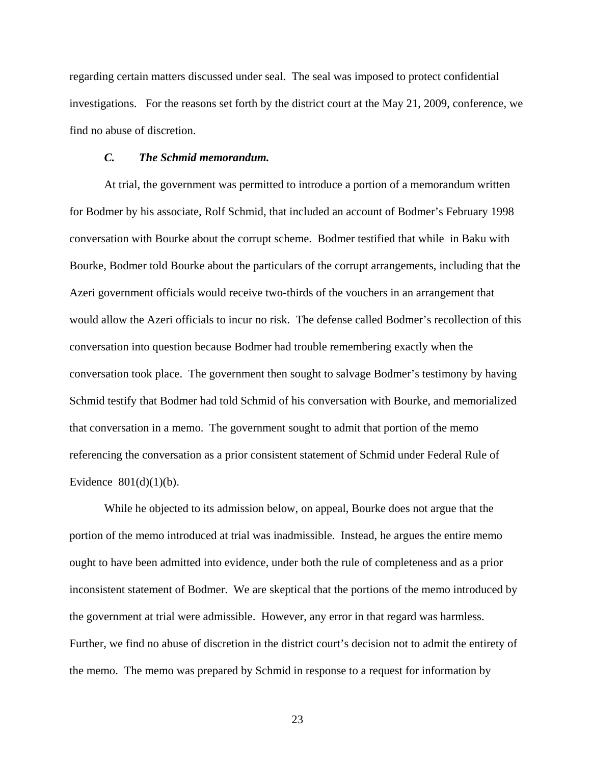regarding certain matters discussed under seal. The seal was imposed to protect confidential investigations. For the reasons set forth by the district court at the May 21, 2009, conference, we find no abuse of discretion.

### *C. The Schmid memorandum.*

At trial, the government was permitted to introduce a portion of a memorandum written for Bodmer by his associate, Rolf Schmid, that included an account of Bodmer's February 1998 conversation with Bourke about the corrupt scheme. Bodmer testified that while in Baku with Bourke, Bodmer told Bourke about the particulars of the corrupt arrangements, including that the Azeri government officials would receive two-thirds of the vouchers in an arrangement that would allow the Azeri officials to incur no risk. The defense called Bodmer's recollection of this conversation into question because Bodmer had trouble remembering exactly when the conversation took place. The government then sought to salvage Bodmer's testimony by having Schmid testify that Bodmer had told Schmid of his conversation with Bourke, and memorialized that conversation in a memo. The government sought to admit that portion of the memo referencing the conversation as a prior consistent statement of Schmid under Federal Rule of Evidence 801(d)(1)(b).

While he objected to its admission below, on appeal, Bourke does not argue that the portion of the memo introduced at trial was inadmissible. Instead, he argues the entire memo ought to have been admitted into evidence, under both the rule of completeness and as a prior inconsistent statement of Bodmer. We are skeptical that the portions of the memo introduced by the government at trial were admissible. However, any error in that regard was harmless. Further, we find no abuse of discretion in the district court's decision not to admit the entirety of the memo. The memo was prepared by Schmid in response to a request for information by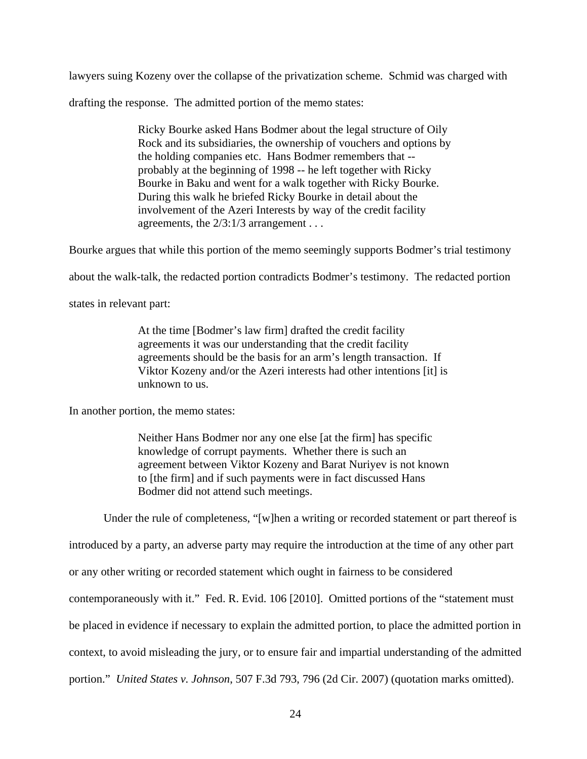lawyers suing Kozeny over the collapse of the privatization scheme. Schmid was charged with drafting the response. The admitted portion of the memo states:

> Ricky Bourke asked Hans Bodmer about the legal structure of Oily Rock and its subsidiaries, the ownership of vouchers and options by the holding companies etc. Hans Bodmer remembers that -- probably at the beginning of 1998 -- he left together with Ricky Bourke in Baku and went for a walk together with Ricky Bourke. During this walk he briefed Ricky Bourke in detail about the involvement of the Azeri Interests by way of the credit facility agreements, the 2/3:1/3 arrangement . . .

Bourke argues that while this portion of the memo seemingly supports Bodmer's trial testimony about the walk-talk, the redacted portion contradicts Bodmer's testimony. The redacted portion states in relevant part:

> At the time [Bodmer's law firm] drafted the credit facility agreements it was our understanding that the credit facility agreements should be the basis for an arm's length transaction. If Viktor Kozeny and/or the Azeri interests had other intentions [it] is unknown to us.

In another portion, the memo states:

> Neither Hans Bodmer nor any one else [at the firm] has specific knowledge of corrupt payments. Whether there is such an agreement between Viktor Kozeny and Barat Nuriyev is not known to [the firm] and if such payments were in fact discussed Hans Bodmer did not attend such meetings.

Under the rule of completeness, "[w]hen a writing or recorded statement or part thereof is introduced by a party, an adverse party may require the introduction at the time of any other part or any other writing or recorded statement which ought in fairness to be considered contemporaneously with it." Fed. R. Evid. 106 [2010]. Omitted portions of the "statement must be placed in evidence if necessary to explain the admitted portion, to place the admitted portion in context, to avoid misleading the jury, or to ensure fair and impartial understanding of the admitted portion." *United States v. Johnson*, 507 F.3d 793, 796 (2d Cir. 2007) (quotation marks omitted).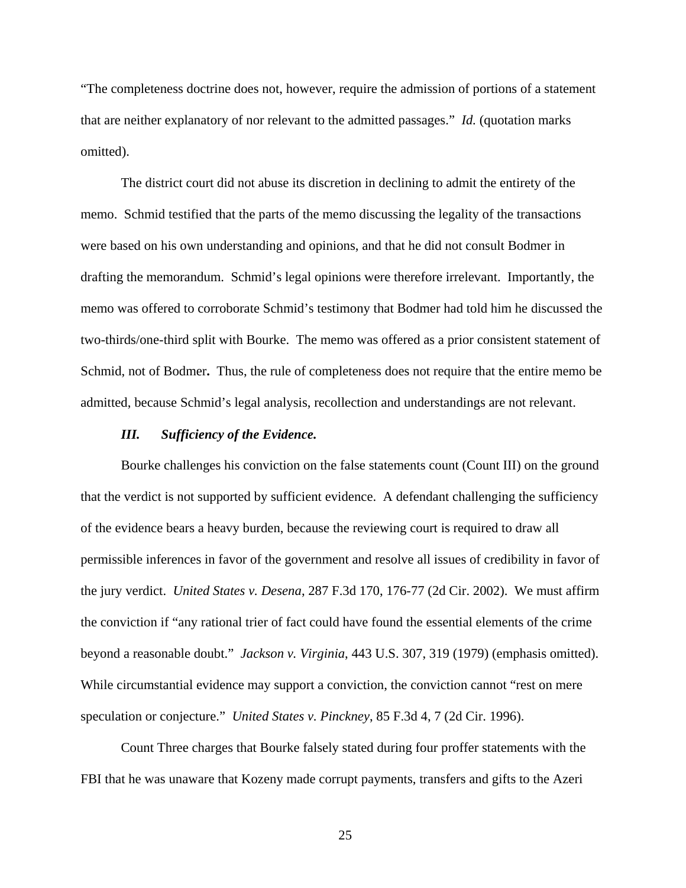"The completeness doctrine does not, however, require the admission of portions of a statement that are neither explanatory of nor relevant to the admitted passages." *Id.* (quotation marks omitted).

The district court did not abuse its discretion in declining to admit the entirety of the memo. Schmid testified that the parts of the memo discussing the legality of the transactions were based on his own understanding and opinions, and that he did not consult Bodmer in drafting the memorandum. Schmid's legal opinions were therefore irrelevant. Importantly, the memo was offered to corroborate Schmid's testimony that Bodmer had told him he discussed the two-thirds/one-third split with Bourke. The memo was offered as a prior consistent statement of Schmid, not of Bodmer**.** Thus, the rule of completeness does not require that the entire memo be admitted, because Schmid's legal analysis, recollection and understandings are not relevant.

### *III. Sufficiency of the Evidence.*

Bourke challenges his conviction on the false statements count (Count III) on the ground that the verdict is not supported by sufficient evidence. A defendant challenging the sufficiency of the evidence bears a heavy burden, because the reviewing court is required to draw all permissible inferences in favor of the government and resolve all issues of credibility in favor of the jury verdict. *United States v. Desena*, 287 F.3d 170, 176-77 (2d Cir. 2002). We must affirm the conviction if "any rational trier of fact could have found the essential elements of the crime beyond a reasonable doubt." *Jackson v. Virginia*, 443 U.S. 307, 319 (1979) (emphasis omitted). While circumstantial evidence may support a conviction, the conviction cannot "rest on mere speculation or conjecture." *United States v. Pinckney*, 85 F.3d 4, 7 (2d Cir. 1996).

Count Three charges that Bourke falsely stated during four proffer statements with the FBI that he was unaware that Kozeny made corrupt payments, transfers and gifts to the Azeri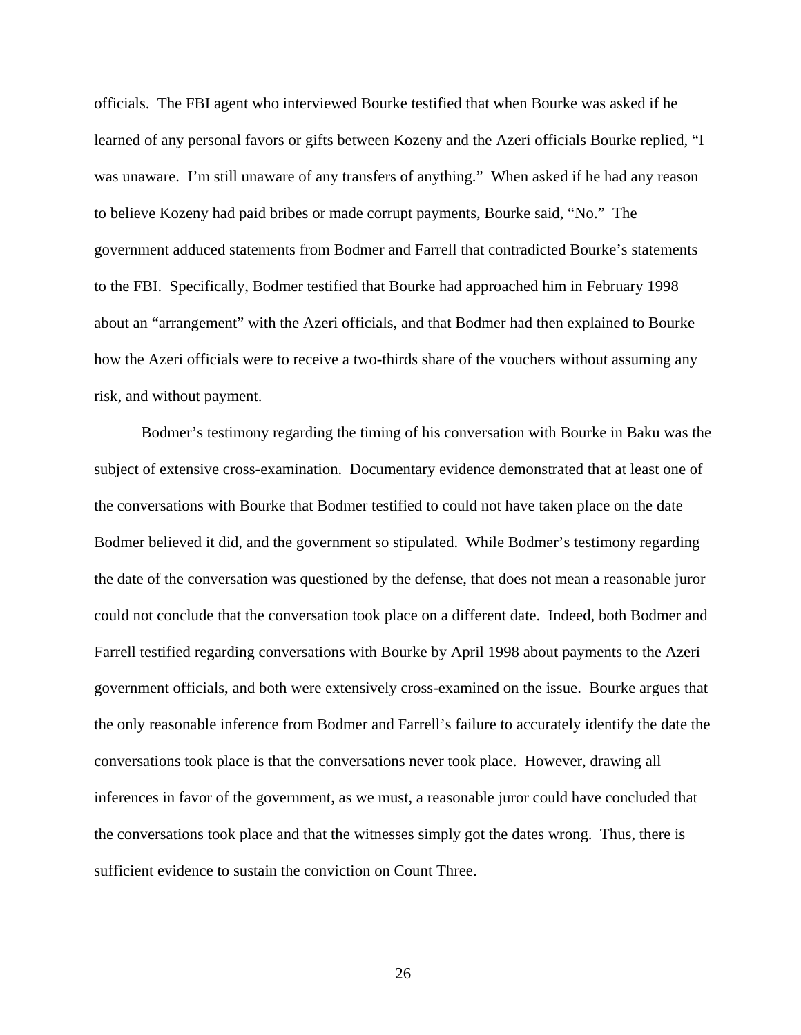officials. The FBI agent who interviewed Bourke testified that when Bourke was asked if he learned of any personal favors or gifts between Kozeny and the Azeri officials Bourke replied, "I was unaware. I'm still unaware of any transfers of anything." When asked if he had any reason to believe Kozeny had paid bribes or made corrupt payments, Bourke said, "No." The government adduced statements from Bodmer and Farrell that contradicted Bourke's statements to the FBI. Specifically, Bodmer testified that Bourke had approached him in February 1998 about an "arrangement" with the Azeri officials, and that Bodmer had then explained to Bourke how the Azeri officials were to receive a two-thirds share of the vouchers without assuming any risk, and without payment.

Bodmer's testimony regarding the timing of his conversation with Bourke in Baku was the subject of extensive cross-examination. Documentary evidence demonstrated that at least one of the conversations with Bourke that Bodmer testified to could not have taken place on the date Bodmer believed it did, and the government so stipulated. While Bodmer's testimony regarding the date of the conversation was questioned by the defense, that does not mean a reasonable juror could not conclude that the conversation took place on a different date. Indeed, both Bodmer and Farrell testified regarding conversations with Bourke by April 1998 about payments to the Azeri government officials, and both were extensively cross-examined on the issue. Bourke argues that the only reasonable inference from Bodmer and Farrell's failure to accurately identify the date the conversations took place is that the conversations never took place. However, drawing all inferences in favor of the government, as we must, a reasonable juror could have concluded that the conversations took place and that the witnesses simply got the dates wrong. Thus, there is sufficient evidence to sustain the conviction on Count Three.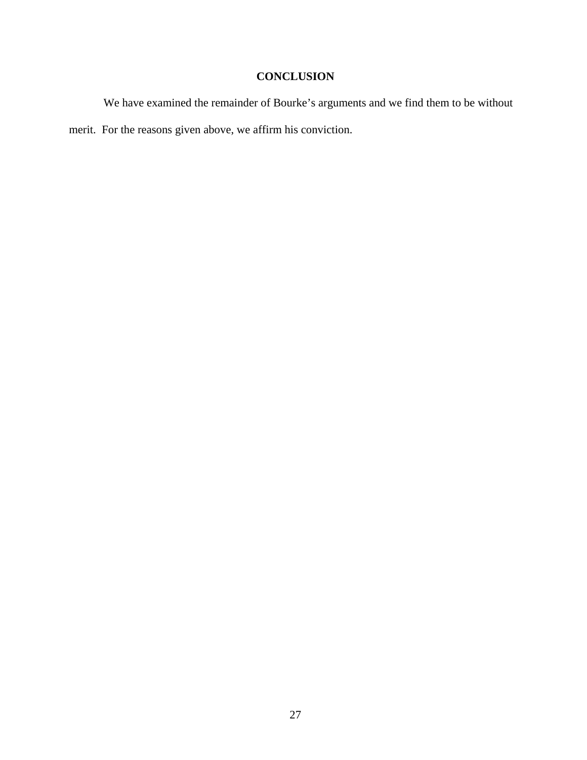## CONCLUSION

We have examined the remainder of Bourke's arguments and we find them to be without merit. For the reasons given above, we affirm his conviction.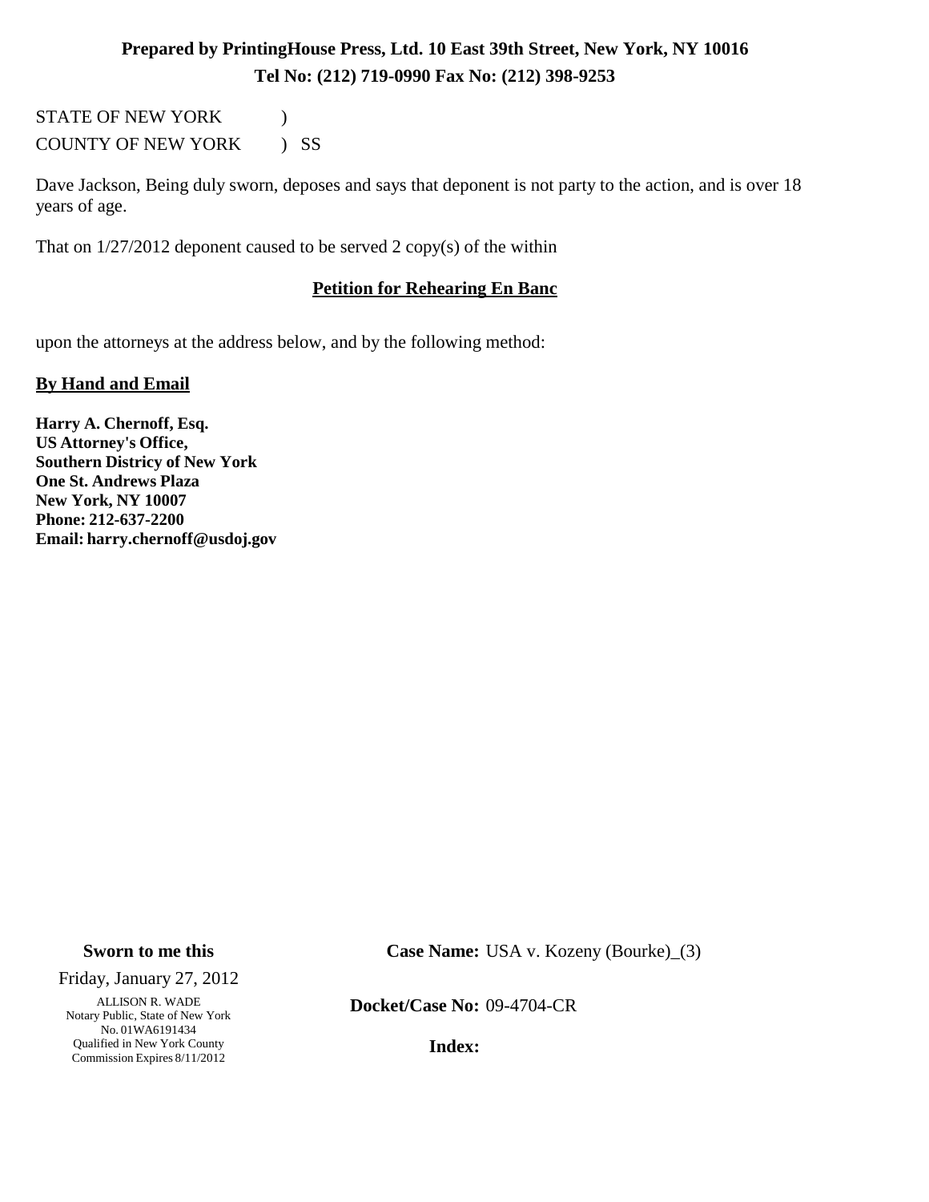**Prepared by PrintingHouse Press, Ltd. 10 East 39th Street, New York, NY 10016**
**Tel No: (212) 719-0990 Fax No: (212) 398-9253**

STATE OF NEW YORK )
COUNTY OF NEW YORK ) SS

Dave Jackson, Being duly sworn, deposes and says that deponent is not party to the action, and is over 18 years of age.

That on 1/27/2012 deponent caused to be served 2 copy(s) of the within

**Petition for Rehearing En Banc**

upon the attorneys at the address below, and by the following method:

**By Hand and Email**

**Harry A. Chernoff, Esq.**
**US Attorney's Office,**
**Southern Districy of New York**
**One St. Andrews Plaza**
**New York, NY 10007**
**Phone: 212-637-2200**
**Email: harry.chernoff@usdoj.gov**

**Sworn to me this**

Friday, January 27, 2012

ALLISON R. WADE
Notary Public, State of New York
No. 01WA6191434
Qualified in New York County
Commission Expires 8/11/2012

**Case Name:** USA v. Kozeny (Bourke)_(3)

**Docket/Case No:** 09-4704-CR

**Index:**